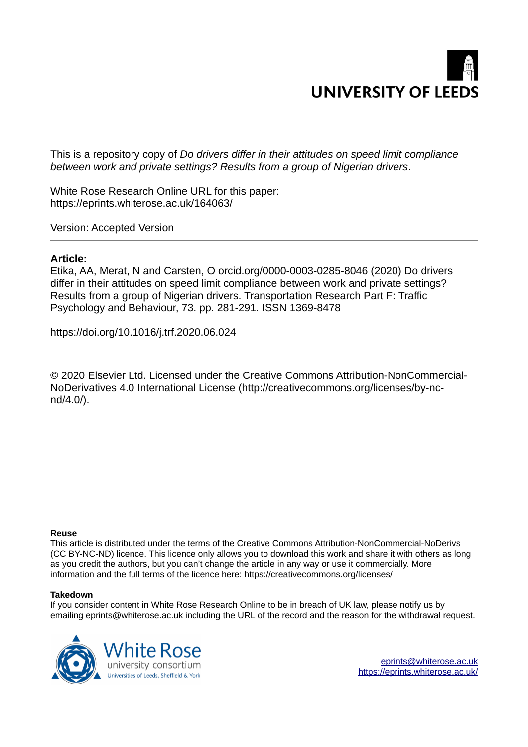UNIVERSITY OF LEEDS

This is a repository copy of *Do drivers differ in their attitudes on speed limit compliance between work and private settings? Results from a group of Nigerian drivers*.

White Rose Research Online URL for this paper:
https://eprints.whiterose.ac.uk/164063/

Version: Accepted Version

---

**Article:**

Etika, AA, Merat, N and Carsten, O orcid.org/0000-0003-0285-8046 (2020) Do drivers differ in their attitudes on speed limit compliance between work and private settings? Results from a group of Nigerian drivers. Transportation Research Part F: Traffic Psychology and Behaviour, 73. pp. 281-291. ISSN 1369-8478

https://doi.org/10.1016/j.trf.2020.06.024

---

© 2020 Elsevier Ltd. Licensed under the Creative Commons Attribution-NonCommercial-NoDerivatives 4.0 International License (http://creativecommons.org/licenses/by-nc-nd/4.0/).

**Reuse**

This article is distributed under the terms of the Creative Commons Attribution-NonCommercial-NoDerivs (CC BY-NC-ND) licence. This licence only allows you to download this work and share it with others as long as you credit the authors, but you can't change the article in any way or use it commercially. More information and the full terms of the licence here: https://creativecommons.org/licenses/

**Takedown**

If you consider content in White Rose Research Online to be in breach of UK law, please notify us by emailing eprints@whiterose.ac.uk including the URL of the record and the reason for the withdrawal request.

White Rose university consortium
Universities of Leeds, Sheffield & York

eprints@whiterose.ac.uk
https://eprints.whiterose.ac.uk/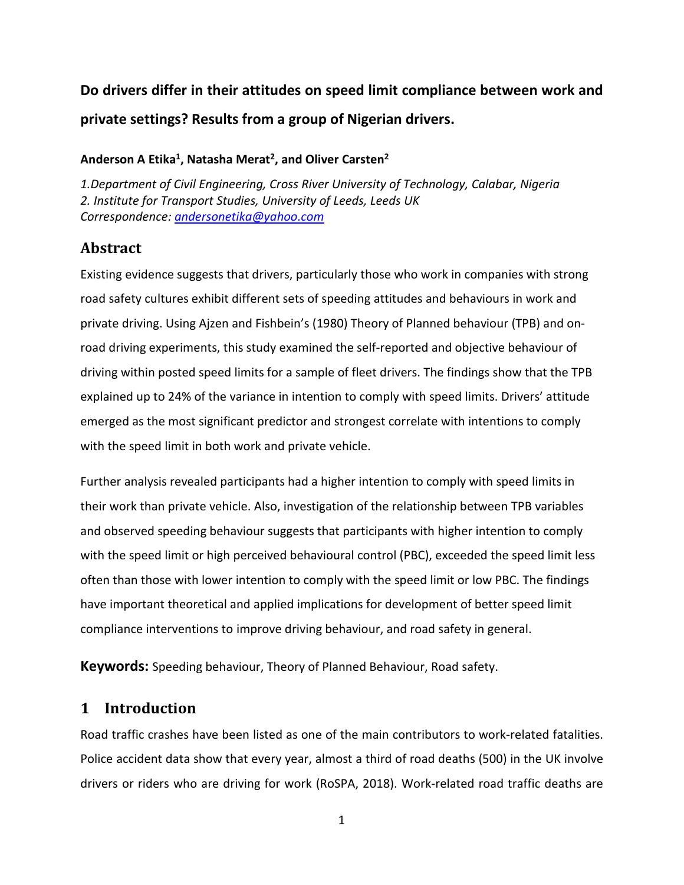# Do drivers differ in their attitudes on speed limit compliance between work and private settings? Results from a group of Nigerian drivers.

**Anderson A Etika[1], Natasha Merat[2], and Oliver Carsten[2]**

*1.Department of Civil Engineering, Cross River University of Technology, Calabar, Nigeria*
*2. Institute for Transport Studies, University of Leeds, Leeds UK*
*Correspondence: andersonetika@yahoo.com*

## Abstract

Existing evidence suggests that drivers, particularly those who work in companies with strong road safety cultures exhibit different sets of speeding attitudes and behaviours in work and private driving. Using Ajzen and Fishbein's (1980) Theory of Planned behaviour (TPB) and on-road driving experiments, this study examined the self-reported and objective behaviour of driving within posted speed limits for a sample of fleet drivers. The findings show that the TPB explained up to 24% of the variance in intention to comply with speed limits. Drivers' attitude emerged as the most significant predictor and strongest correlate with intentions to comply with the speed limit in both work and private vehicle.

Further analysis revealed participants had a higher intention to comply with speed limits in their work than private vehicle. Also, investigation of the relationship between TPB variables and observed speeding behaviour suggests that participants with higher intention to comply with the speed limit or high perceived behavioural control (PBC), exceeded the speed limit less often than those with lower intention to comply with the speed limit or low PBC. The findings have important theoretical and applied implications for development of better speed limit compliance interventions to improve driving behaviour, and road safety in general.

**Keywords:** Speeding behaviour, Theory of Planned Behaviour, Road safety.

## 1 Introduction

Road traffic crashes have been listed as one of the main contributors to work-related fatalities. Police accident data show that every year, almost a third of road deaths (500) in the UK involve drivers or riders who are driving for work (RoSPA, 2018). Work-related road traffic deaths are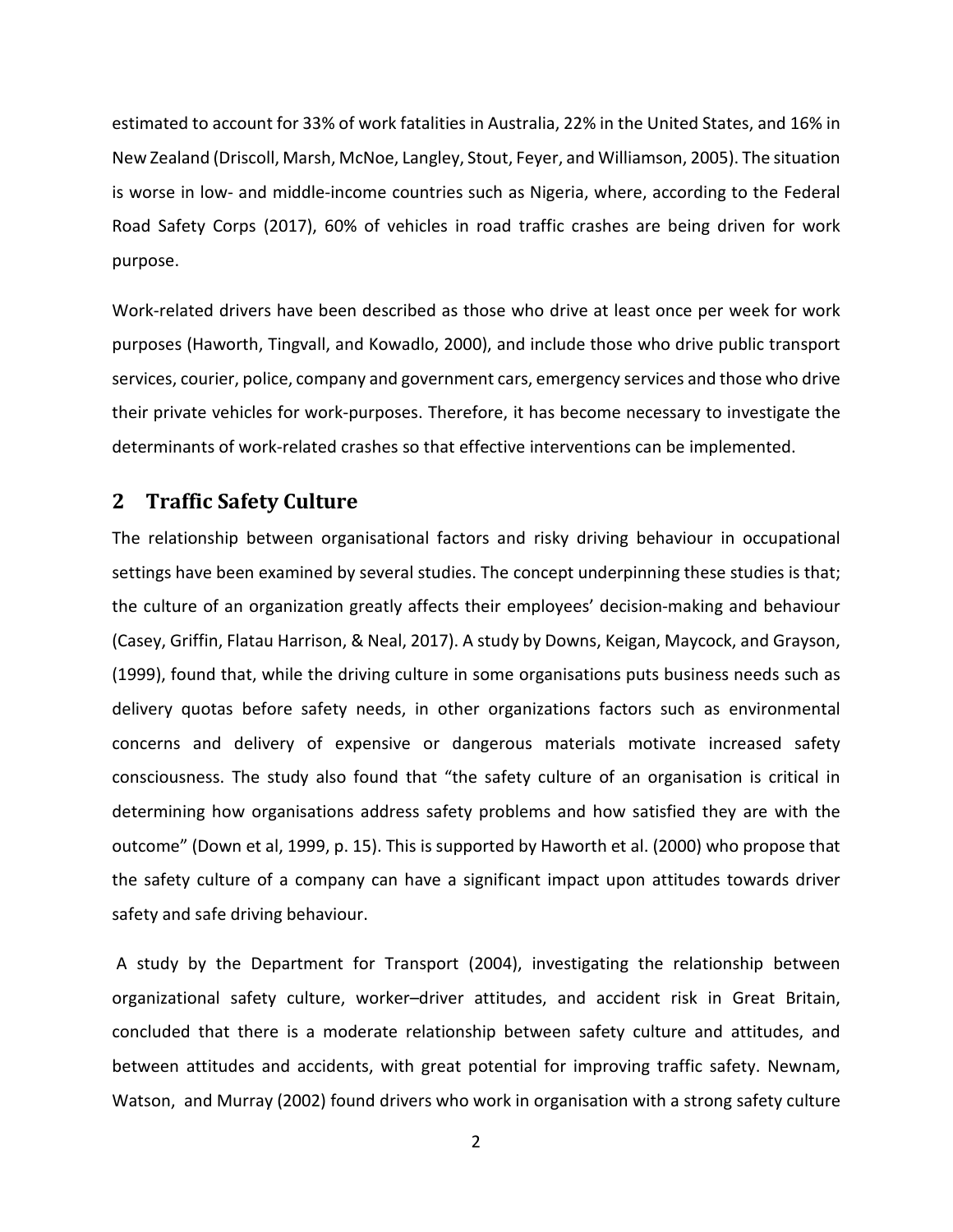estimated to account for 33% of work fatalities in Australia, 22% in the United States, and 16% in New Zealand (Driscoll, Marsh, McNoe, Langley, Stout, Feyer, and Williamson, 2005). The situation is worse in low- and middle-income countries such as Nigeria, where, according to the Federal Road Safety Corps (2017), 60% of vehicles in road traffic crashes are being driven for work purpose.

Work-related drivers have been described as those who drive at least once per week for work purposes (Haworth, Tingvall, and Kowadlo, 2000), and include those who drive public transport services, courier, police, company and government cars, emergency services and those who drive their private vehicles for work-purposes. Therefore, it has become necessary to investigate the determinants of work-related crashes so that effective interventions can be implemented.

## 2 Traffic Safety Culture

The relationship between organisational factors and risky driving behaviour in occupational settings have been examined by several studies. The concept underpinning these studies is that; the culture of an organization greatly affects their employees' decision-making and behaviour (Casey, Griffin, Flatau Harrison, & Neal, 2017). A study by Downs, Keigan, Maycock, and Grayson, (1999), found that, while the driving culture in some organisations puts business needs such as delivery quotas before safety needs, in other organizations factors such as environmental concerns and delivery of expensive or dangerous materials motivate increased safety consciousness. The study also found that "the safety culture of an organisation is critical in determining how organisations address safety problems and how satisfied they are with the outcome" (Down et al, 1999, p. 15). This is supported by Haworth et al. (2000) who propose that the safety culture of a company can have a significant impact upon attitudes towards driver safety and safe driving behaviour.

A study by the Department for Transport (2004), investigating the relationship between organizational safety culture, worker–driver attitudes, and accident risk in Great Britain, concluded that there is a moderate relationship between safety culture and attitudes, and between attitudes and accidents, with great potential for improving traffic safety. Newnam, Watson, and Murray (2002) found drivers who work in organisation with a strong safety culture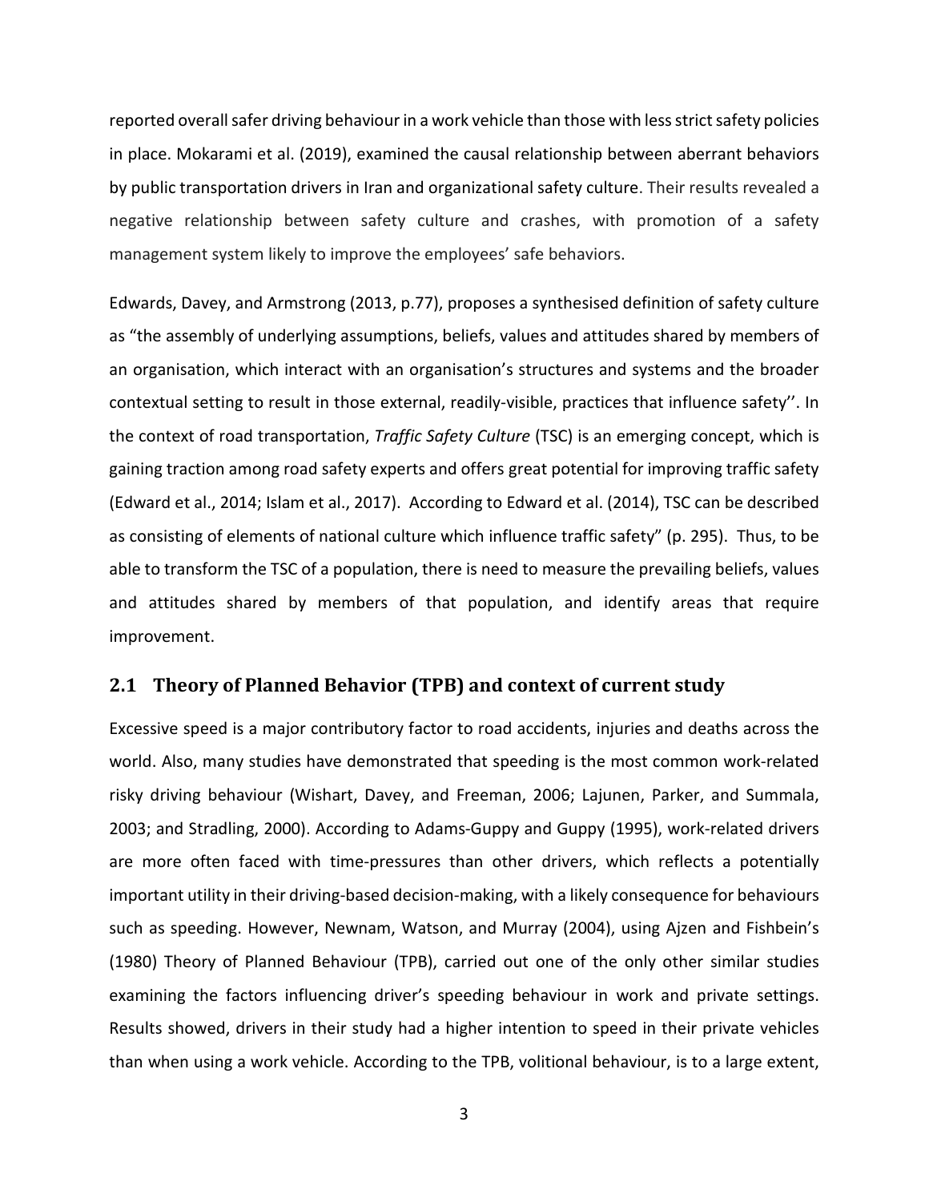reported overall safer driving behaviour in a work vehicle than those with less strict safety policies in place. Mokarami et al. (2019), examined the causal relationship between aberrant behaviors by public transportation drivers in Iran and organizational safety culture. Their results revealed a negative relationship between safety culture and crashes, with promotion of a safety management system likely to improve the employees' safe behaviors.

Edwards, Davey, and Armstrong (2013, p.77), proposes a synthesised definition of safety culture as "the assembly of underlying assumptions, beliefs, values and attitudes shared by members of an organisation, which interact with an organisation's structures and systems and the broader contextual setting to result in those external, readily-visible, practices that influence safety''. In the context of road transportation, *Traffic Safety Culture* (TSC) is an emerging concept, which is gaining traction among road safety experts and offers great potential for improving traffic safety (Edward et al., 2014; Islam et al., 2017). According to Edward et al. (2014), TSC can be described as consisting of elements of national culture which influence traffic safety" (p. 295). Thus, to be able to transform the TSC of a population, there is need to measure the prevailing beliefs, values and attitudes shared by members of that population, and identify areas that require improvement.

## 2.1 Theory of Planned Behavior (TPB) and context of current study

Excessive speed is a major contributory factor to road accidents, injuries and deaths across the world. Also, many studies have demonstrated that speeding is the most common work-related risky driving behaviour (Wishart, Davey, and Freeman, 2006; Lajunen, Parker, and Summala, 2003; and Stradling, 2000). According to Adams-Guppy and Guppy (1995), work-related drivers are more often faced with time-pressures than other drivers, which reflects a potentially important utility in their driving-based decision-making, with a likely consequence for behaviours such as speeding. However, Newnam, Watson, and Murray (2004), using Ajzen and Fishbein's (1980) Theory of Planned Behaviour (TPB), carried out one of the only other similar studies examining the factors influencing driver's speeding behaviour in work and private settings. Results showed, drivers in their study had a higher intention to speed in their private vehicles than when using a work vehicle. According to the TPB, volitional behaviour, is to a large extent,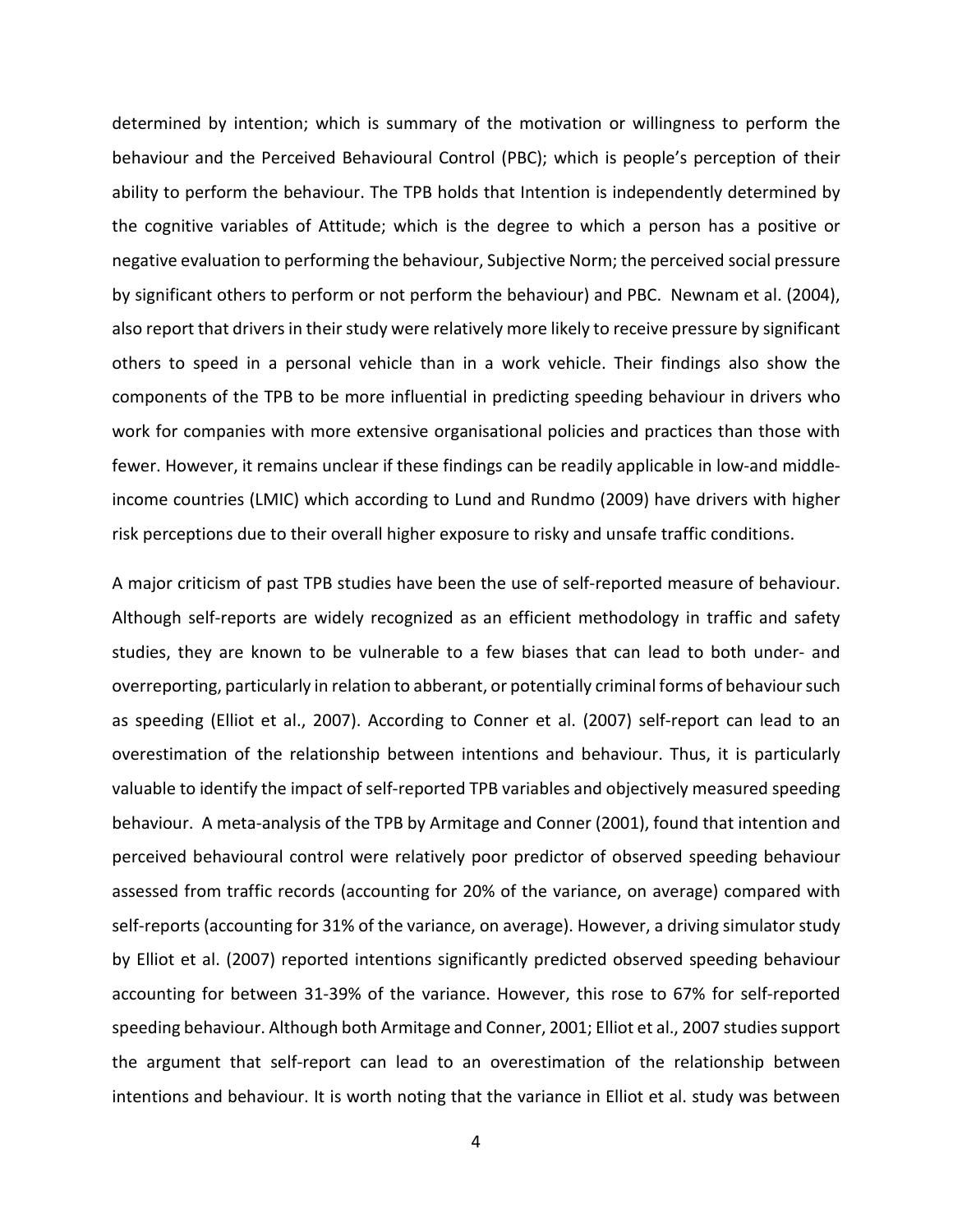determined by intention; which is summary of the motivation or willingness to perform the behaviour and the Perceived Behavioural Control (PBC); which is people's perception of their ability to perform the behaviour. The TPB holds that Intention is independently determined by the cognitive variables of Attitude; which is the degree to which a person has a positive or negative evaluation to performing the behaviour, Subjective Norm; the perceived social pressure by significant others to perform or not perform the behaviour) and PBC. Newnam et al. (2004), also report that drivers in their study were relatively more likely to receive pressure by significant others to speed in a personal vehicle than in a work vehicle. Their findings also show the components of the TPB to be more influential in predicting speeding behaviour in drivers who work for companies with more extensive organisational policies and practices than those with fewer. However, it remains unclear if these findings can be readily applicable in low-and middle-income countries (LMIC) which according to Lund and Rundmo (2009) have drivers with higher risk perceptions due to their overall higher exposure to risky and unsafe traffic conditions.

A major criticism of past TPB studies have been the use of self-reported measure of behaviour. Although self-reports are widely recognized as an efficient methodology in traffic and safety studies, they are known to be vulnerable to a few biases that can lead to both under- and overreporting, particularly in relation to abberant, or potentially criminal forms of behaviour such as speeding (Elliot et al., 2007). According to Conner et al. (2007) self-report can lead to an overestimation of the relationship between intentions and behaviour. Thus, it is particularly valuable to identify the impact of self-reported TPB variables and objectively measured speeding behaviour. A meta-analysis of the TPB by Armitage and Conner (2001), found that intention and perceived behavioural control were relatively poor predictor of observed speeding behaviour assessed from traffic records (accounting for 20% of the variance, on average) compared with self-reports (accounting for 31% of the variance, on average). However, a driving simulator study by Elliot et al. (2007) reported intentions significantly predicted observed speeding behaviour accounting for between 31-39% of the variance. However, this rose to 67% for self-reported speeding behaviour. Although both Armitage and Conner, 2001; Elliot et al., 2007 studies support the argument that self-report can lead to an overestimation of the relationship between intentions and behaviour. It is worth noting that the variance in Elliot et al. study was between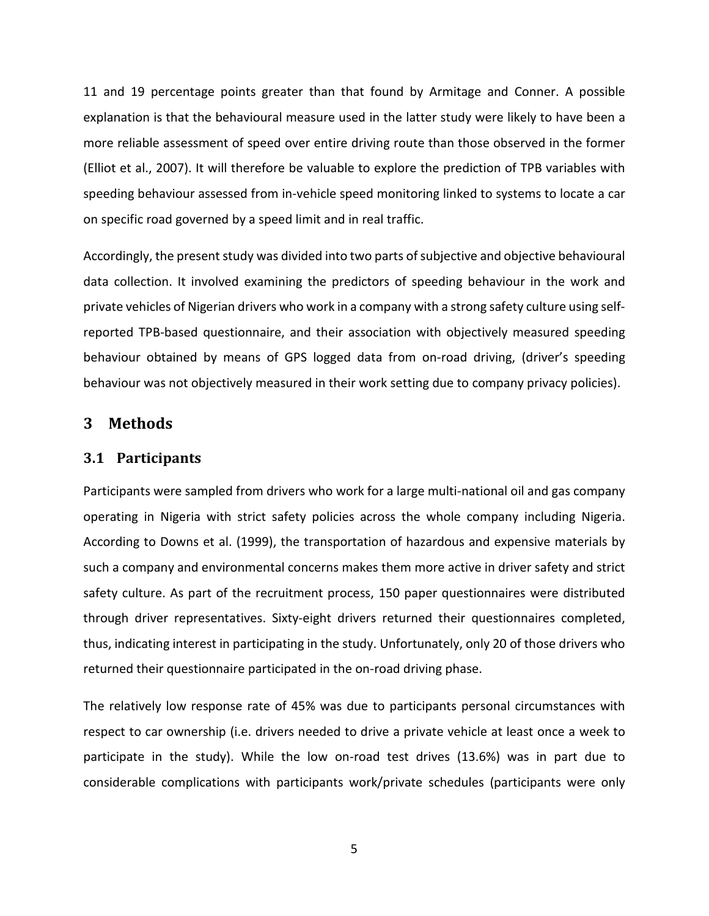11 and 19 percentage points greater than that found by Armitage and Conner. A possible explanation is that the behavioural measure used in the latter study were likely to have been a more reliable assessment of speed over entire driving route than those observed in the former (Elliot et al., 2007). It will therefore be valuable to explore the prediction of TPB variables with speeding behaviour assessed from in-vehicle speed monitoring linked to systems to locate a car on specific road governed by a speed limit and in real traffic.

Accordingly, the present study was divided into two parts of subjective and objective behavioural data collection. It involved examining the predictors of speeding behaviour in the work and private vehicles of Nigerian drivers who work in a company with a strong safety culture using self-reported TPB-based questionnaire, and their association with objectively measured speeding behaviour obtained by means of GPS logged data from on-road driving, (driver's speeding behaviour was not objectively measured in their work setting due to company privacy policies).

## 3 Methods

### 3.1 Participants

Participants were sampled from drivers who work for a large multi-national oil and gas company operating in Nigeria with strict safety policies across the whole company including Nigeria. According to Downs et al. (1999), the transportation of hazardous and expensive materials by such a company and environmental concerns makes them more active in driver safety and strict safety culture. As part of the recruitment process, 150 paper questionnaires were distributed through driver representatives. Sixty-eight drivers returned their questionnaires completed, thus, indicating interest in participating in the study. Unfortunately, only 20 of those drivers who returned their questionnaire participated in the on-road driving phase.

The relatively low response rate of 45% was due to participants personal circumstances with respect to car ownership (i.e. drivers needed to drive a private vehicle at least once a week to participate in the study). While the low on-road test drives (13.6%) was in part due to considerable complications with participants work/private schedules (participants were only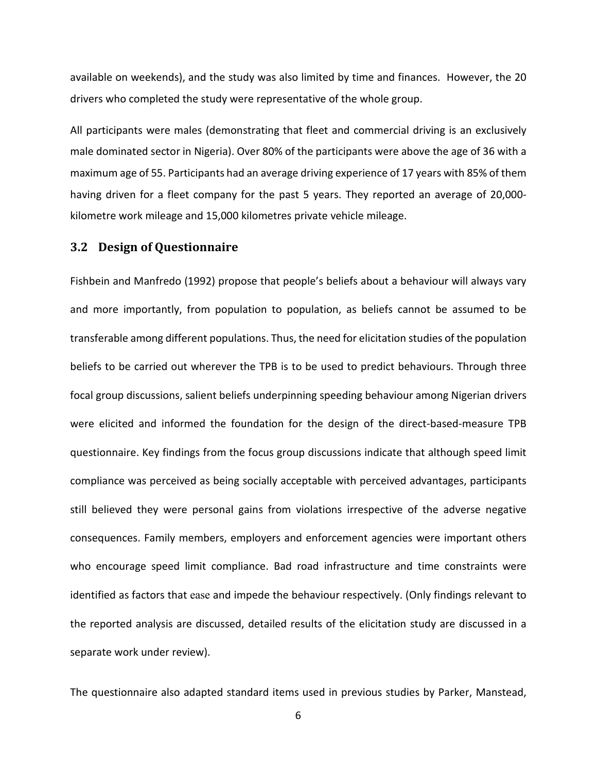available on weekends), and the study was also limited by time and finances. However, the 20 drivers who completed the study were representative of the whole group.

All participants were males (demonstrating that fleet and commercial driving is an exclusively male dominated sector in Nigeria). Over 80% of the participants were above the age of 36 with a maximum age of 55. Participants had an average driving experience of 17 years with 85% of them having driven for a fleet company for the past 5 years. They reported an average of 20,000-kilometre work mileage and 15,000 kilometres private vehicle mileage.

## 3.2 Design of Questionnaire

Fishbein and Manfredo (1992) propose that people's beliefs about a behaviour will always vary and more importantly, from population to population, as beliefs cannot be assumed to be transferable among different populations. Thus, the need for elicitation studies of the population beliefs to be carried out wherever the TPB is to be used to predict behaviours. Through three focal group discussions, salient beliefs underpinning speeding behaviour among Nigerian drivers were elicited and informed the foundation for the design of the direct-based-measure TPB questionnaire. Key findings from the focus group discussions indicate that although speed limit compliance was perceived as being socially acceptable with perceived advantages, participants still believed they were personal gains from violations irrespective of the adverse negative consequences. Family members, employers and enforcement agencies were important others who encourage speed limit compliance. Bad road infrastructure and time constraints were identified as factors that ease and impede the behaviour respectively. (Only findings relevant to the reported analysis are discussed, detailed results of the elicitation study are discussed in a separate work under review).

The questionnaire also adapted standard items used in previous studies by Parker, Manstead,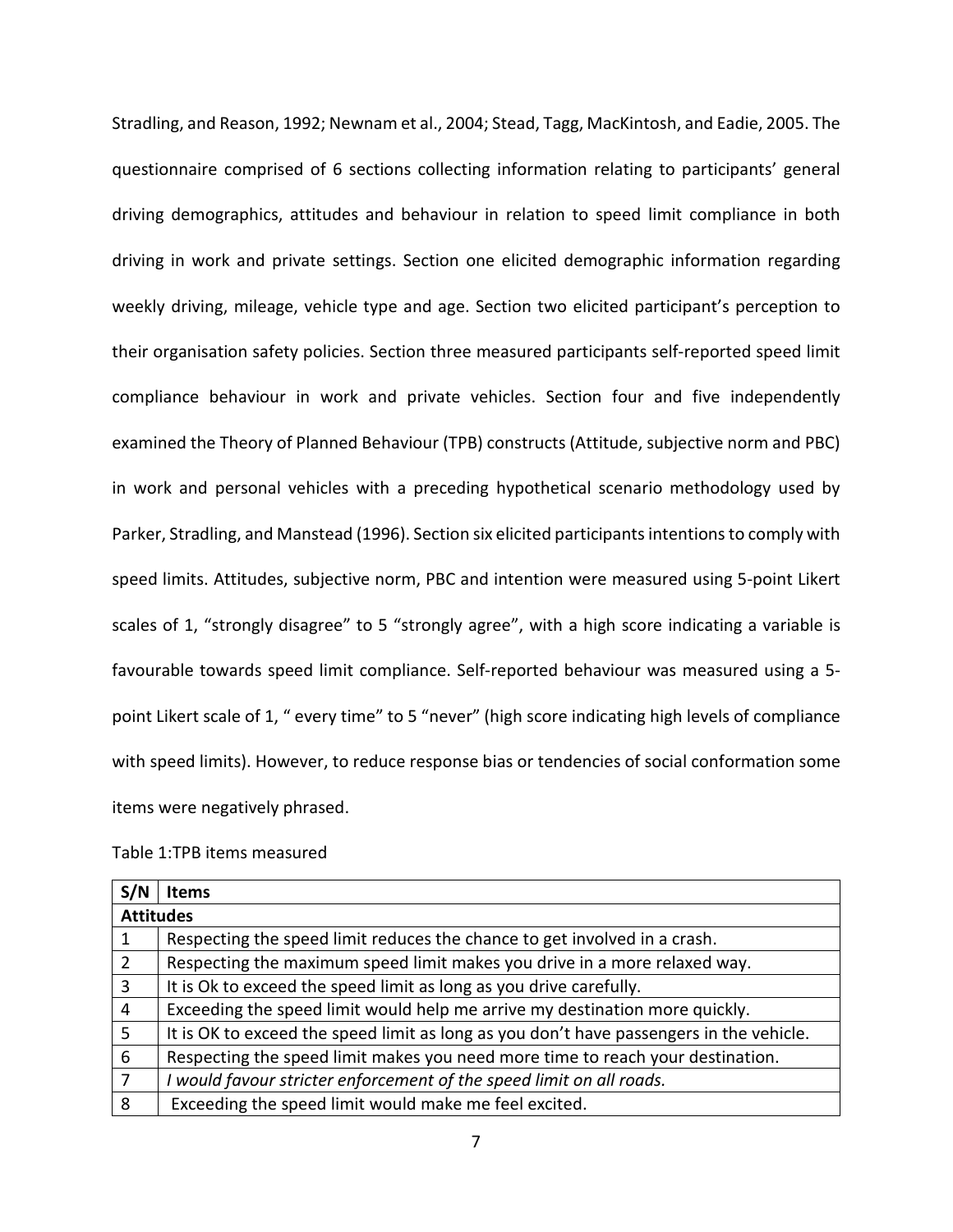Stradling, and Reason, 1992; Newnam et al., 2004; Stead, Tagg, MacKintosh, and Eadie, 2005. The questionnaire comprised of 6 sections collecting information relating to participants' general driving demographics, attitudes and behaviour in relation to speed limit compliance in both driving in work and private settings. Section one elicited demographic information regarding weekly driving, mileage, vehicle type and age. Section two elicited participant's perception to their organisation safety policies. Section three measured participants self-reported speed limit compliance behaviour in work and private vehicles. Section four and five independently examined the Theory of Planned Behaviour (TPB) constructs (Attitude, subjective norm and PBC) in work and personal vehicles with a preceding hypothetical scenario methodology used by Parker, Stradling, and Manstead (1996). Section six elicited participants intentions to comply with speed limits. Attitudes, subjective norm, PBC and intention were measured using 5-point Likert scales of 1, "strongly disagree" to 5 "strongly agree", with a high score indicating a variable is favourable towards speed limit compliance. Self-reported behaviour was measured using a 5-point Likert scale of 1, " every time" to 5 "never" (high score indicating high levels of compliance with speed limits). However, to reduce response bias or tendencies of social conformation some items were negatively phrased.

Table 1:TPB items measured

| S/N | Items |
|---|---|
| **Attitudes** | |
| 1 | Respecting the speed limit reduces the chance to get involved in a crash. |
| 2 | Respecting the maximum speed limit makes you drive in a more relaxed way. |
| 3 | It is Ok to exceed the speed limit as long as you drive carefully. |
| 4 | Exceeding the speed limit would help me arrive my destination more quickly. |
| 5 | It is OK to exceed the speed limit as long as you don't have passengers in the vehicle. |
| 6 | Respecting the speed limit makes you need more time to reach your destination. |
| 7 | *I would favour stricter enforcement of the speed limit on all roads.* |
| 8 | Exceeding the speed limit would make me feel excited. |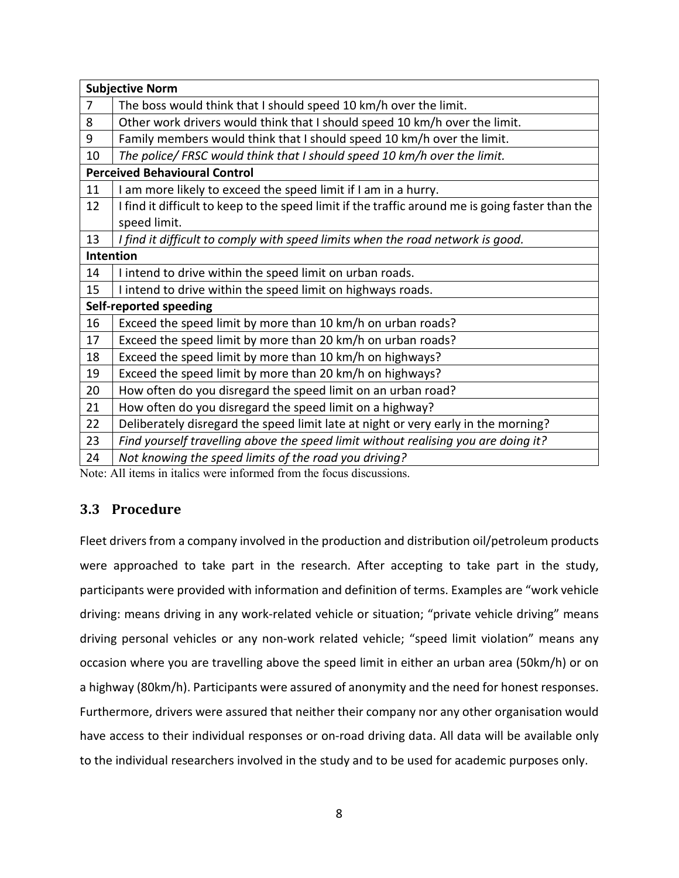| **Subjective Norm** | |
|---|---|
| 7 | The boss would think that I should speed 10 km/h over the limit. |
| 8 | Other work drivers would think that I should speed 10 km/h over the limit. |
| 9 | Family members would think that I should speed 10 km/h over the limit. |
| 10 | *The police/ FRSC would think that I should speed 10 km/h over the limit.* |
| **Perceived Behavioural Control** | |
| 11 | I am more likely to exceed the speed limit if I am in a hurry. |
| 12 | I find it difficult to keep to the speed limit if the traffic around me is going faster than the speed limit. |
| 13 | *I find it difficult to comply with speed limits when the road network is good.* |
| **Intention** | |
| 14 | I intend to drive within the speed limit on urban roads. |
| 15 | I intend to drive within the speed limit on highways roads. |
| **Self-reported speeding** | |
| 16 | Exceed the speed limit by more than 10 km/h on urban roads? |
| 17 | Exceed the speed limit by more than 20 km/h on urban roads? |
| 18 | Exceed the speed limit by more than 10 km/h on highways? |
| 19 | Exceed the speed limit by more than 20 km/h on highways? |
| 20 | How often do you disregard the speed limit on an urban road? |
| 21 | How often do you disregard the speed limit on a highway? |
| 22 | Deliberately disregard the speed limit late at night or very early in the morning? |
| 23 | *Find yourself travelling above the speed limit without realising you are doing it?* |
| 24 | *Not knowing the speed limits of the road you driving?* |

Note: All items in italics were informed from the focus discussions.

## 3.3 Procedure

Fleet drivers from a company involved in the production and distribution oil/petroleum products were approached to take part in the research. After accepting to take part in the study, participants were provided with information and definition of terms. Examples are "work vehicle driving: means driving in any work-related vehicle or situation; "private vehicle driving" means driving personal vehicles or any non-work related vehicle; "speed limit violation" means any occasion where you are travelling above the speed limit in either an urban area (50km/h) or on a highway (80km/h). Participants were assured of anonymity and the need for honest responses. Furthermore, drivers were assured that neither their company nor any other organisation would have access to their individual responses or on-road driving data. All data will be available only to the individual researchers involved in the study and to be used for academic purposes only.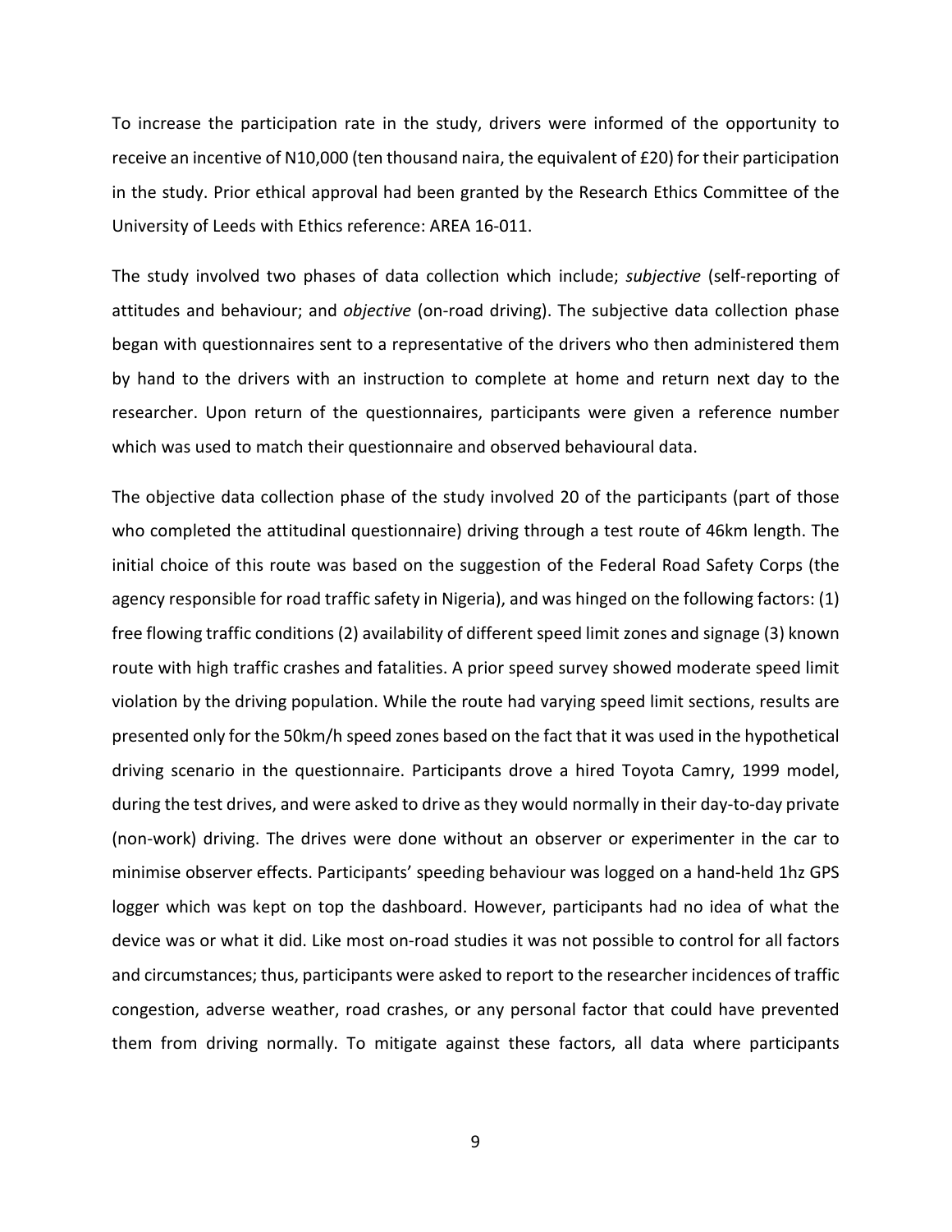To increase the participation rate in the study, drivers were informed of the opportunity to receive an incentive of N10,000 (ten thousand naira, the equivalent of £20) for their participation in the study. Prior ethical approval had been granted by the Research Ethics Committee of the University of Leeds with Ethics reference: AREA 16-011.

The study involved two phases of data collection which include; *subjective* (self-reporting of attitudes and behaviour; and *objective* (on-road driving). The subjective data collection phase began with questionnaires sent to a representative of the drivers who then administered them by hand to the drivers with an instruction to complete at home and return next day to the researcher. Upon return of the questionnaires, participants were given a reference number which was used to match their questionnaire and observed behavioural data.

The objective data collection phase of the study involved 20 of the participants (part of those who completed the attitudinal questionnaire) driving through a test route of 46km length. The initial choice of this route was based on the suggestion of the Federal Road Safety Corps (the agency responsible for road traffic safety in Nigeria), and was hinged on the following factors: (1) free flowing traffic conditions (2) availability of different speed limit zones and signage (3) known route with high traffic crashes and fatalities. A prior speed survey showed moderate speed limit violation by the driving population. While the route had varying speed limit sections, results are presented only for the 50km/h speed zones based on the fact that it was used in the hypothetical driving scenario in the questionnaire. Participants drove a hired Toyota Camry, 1999 model, during the test drives, and were asked to drive as they would normally in their day-to-day private (non-work) driving. The drives were done without an observer or experimenter in the car to minimise observer effects. Participants' speeding behaviour was logged on a hand-held 1hz GPS logger which was kept on top the dashboard. However, participants had no idea of what the device was or what it did. Like most on-road studies it was not possible to control for all factors and circumstances; thus, participants were asked to report to the researcher incidences of traffic congestion, adverse weather, road crashes, or any personal factor that could have prevented them from driving normally. To mitigate against these factors, all data where participants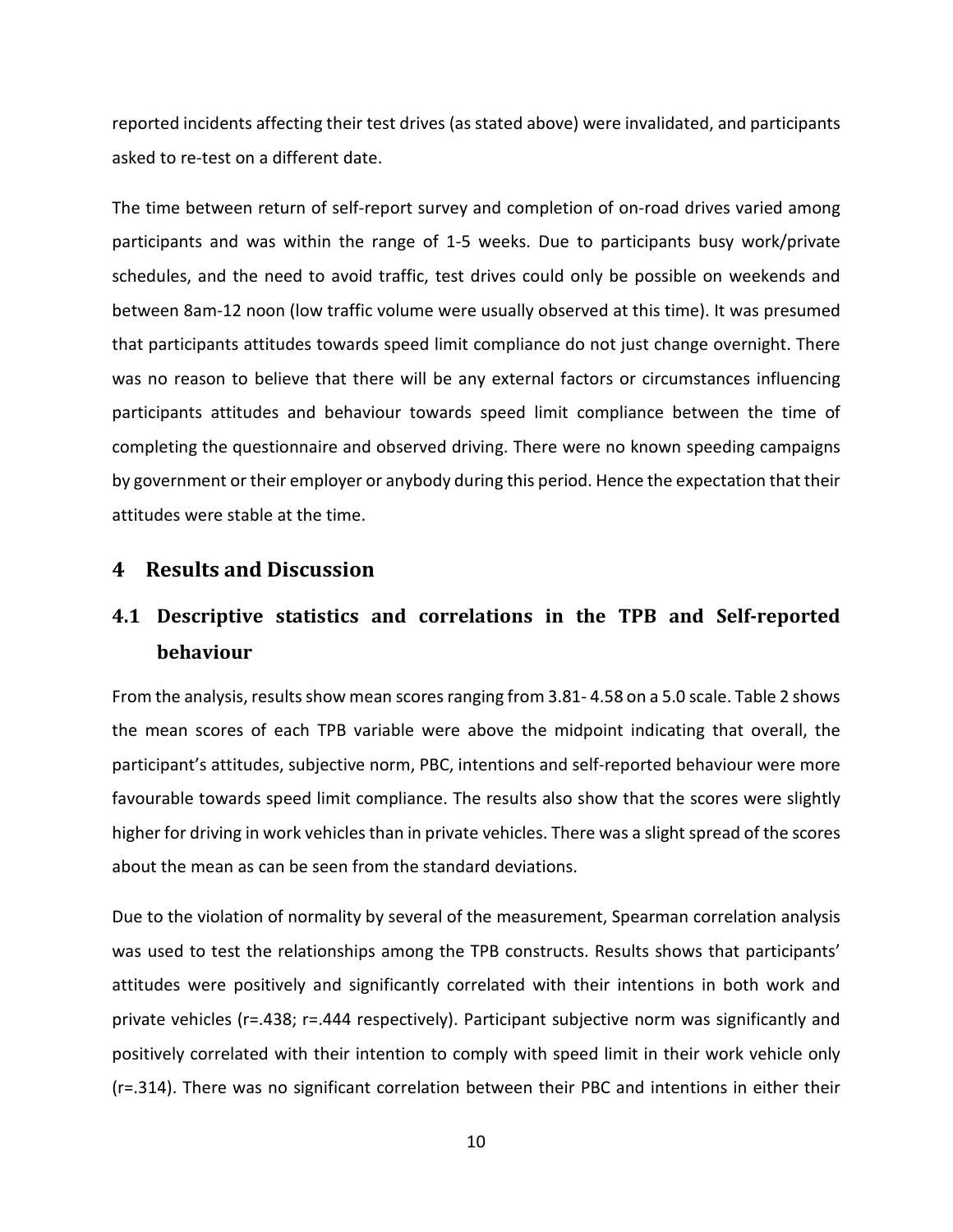reported incidents affecting their test drives (as stated above) were invalidated, and participants asked to re-test on a different date.

The time between return of self-report survey and completion of on-road drives varied among participants and was within the range of 1-5 weeks. Due to participants busy work/private schedules, and the need to avoid traffic, test drives could only be possible on weekends and between 8am-12 noon (low traffic volume were usually observed at this time). It was presumed that participants attitudes towards speed limit compliance do not just change overnight. There was no reason to believe that there will be any external factors or circumstances influencing participants attitudes and behaviour towards speed limit compliance between the time of completing the questionnaire and observed driving. There were no known speeding campaigns by government or their employer or anybody during this period. Hence the expectation that their attitudes were stable at the time.

# 4 Results and Discussion

## 4.1 Descriptive statistics and correlations in the TPB and Self-reported behaviour

From the analysis, results show mean scores ranging from 3.81- 4.58 on a 5.0 scale. Table 2 shows the mean scores of each TPB variable were above the midpoint indicating that overall, the participant's attitudes, subjective norm, PBC, intentions and self-reported behaviour were more favourable towards speed limit compliance. The results also show that the scores were slightly higher for driving in work vehicles than in private vehicles. There was a slight spread of the scores about the mean as can be seen from the standard deviations.

Due to the violation of normality by several of the measurement, Spearman correlation analysis was used to test the relationships among the TPB constructs. Results shows that participants' attitudes were positively and significantly correlated with their intentions in both work and private vehicles (r=.438; r=.444 respectively). Participant subjective norm was significantly and positively correlated with their intention to comply with speed limit in their work vehicle only (r=.314). There was no significant correlation between their PBC and intentions in either their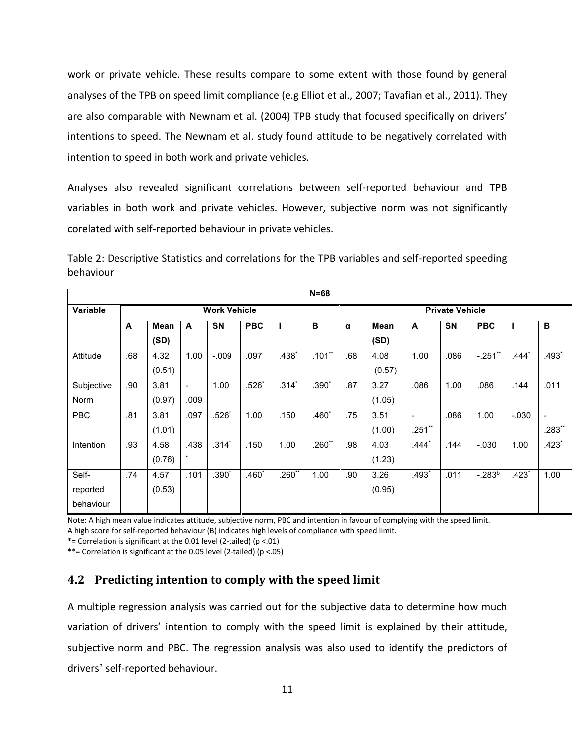work or private vehicle. These results compare to some extent with those found by general analyses of the TPB on speed limit compliance (e.g Elliot et al., 2007; Tavafian et al., 2011). They are also comparable with Newnam et al. (2004) TPB study that focused specifically on drivers' intentions to speed. The Newnam et al. study found attitude to be negatively correlated with intention to speed in both work and private vehicles.

Analyses also revealed significant correlations between self-reported behaviour and TPB variables in both work and private vehicles. However, subjective norm was not significantly corelated with self-reported behaviour in private vehicles.

Table 2: Descriptive Statistics and correlations for the TPB variables and self-reported speeding behaviour

| N=68 | | | | | | | | | | | | | | |
|---|---|---|---|---|---|---|---|---|---|---|---|---|---|---|
| Variable | Work Vehicle | | | | | | | Private Vehicle | | | | | | |
| | A | Mean (SD) | A | SN | PBC | I | B | α | Mean (SD) | A | SN | PBC | I | B |
| Attitude | .68 | 4.32 (0.51) | 1.00 | -.009 | .097 | .438* | .101** | .68 | 4.08 (0.57) | 1.00 | .086 | -.251** | .444* | .493* |
| Subjective Norm | .90 | 3.81 (0.97) | -.009 | 1.00 | .526* | .314* | .390* | .87 | 3.27 (1.05) | .086 | 1.00 | .086 | .144 | .011 |
| PBC | .81 | 3.81 (1.01) | .097 | .526* | 1.00 | .150 | .460* | .75 | 3.51 (1.00) | -.251** | .086 | 1.00 | -.030 | -.283** |
| Intention | .93 | 4.58 (0.76) | .438* | .314* | .150 | 1.00 | .260** | .98 | 4.03 (1.23) | .444* | .144 | -.030 | 1.00 | .423* |
| Self-reported behaviour | .74 | 4.57 (0.53) | .101 | .390* | .460* | .260** | 1.00 | .90 | 3.26 (0.95) | .493* | .011 | -.283b | .423* | 1.00 |

Note: A high mean value indicates attitude, subjective norm, PBC and intention in favour of complying with the speed limit.
A high score for self-reported behaviour (B) indicates high levels of compliance with speed limit.
*= Correlation is significant at the 0.01 level (2-tailed) (p <.01)
**= Correlation is significant at the 0.05 level (2-tailed) (p <.05)

## 4.2 Predicting intention to comply with the speed limit

A multiple regression analysis was carried out for the subjective data to determine how much variation of drivers' intention to comply with the speed limit is explained by their attitude, subjective norm and PBC. The regression analysis was also used to identify the predictors of drivers' self-reported behaviour.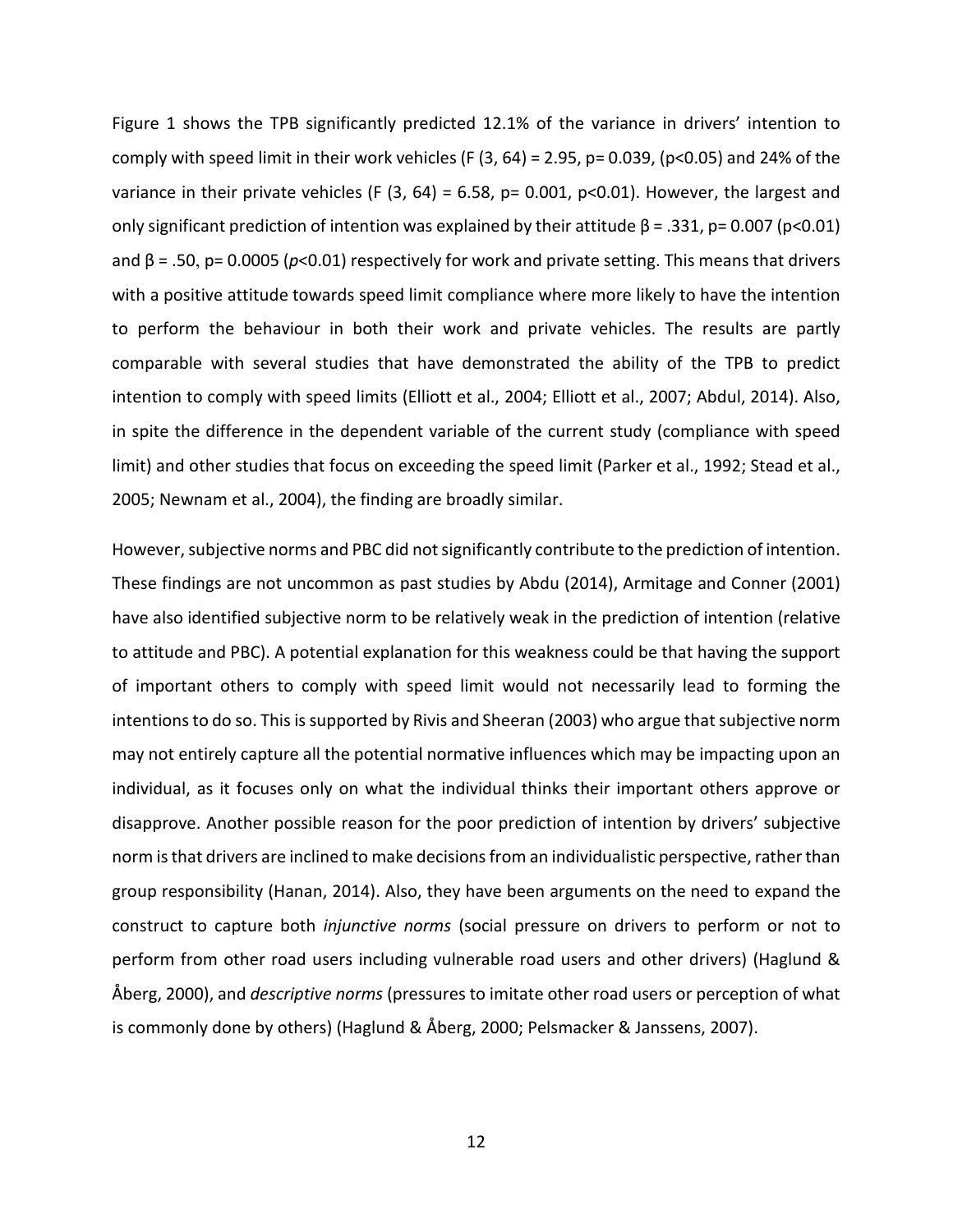Figure 1 shows the TPB significantly predicted 12.1% of the variance in drivers' intention to comply with speed limit in their work vehicles ($F(3, 64) = 2.95$, $p = 0.039$, ($p < 0.05$) and 24% of the variance in their private vehicles ($F(3, 64) = 6.58$, $p = 0.001$, $p < 0.01$). However, the largest and only significant prediction of intention was explained by their attitude $\beta = .331$, $p = 0.007$ ($p < 0.01$) and $\beta = .50$, $p = 0.0005$ ($p < 0.01$) respectively for work and private setting. This means that drivers with a positive attitude towards speed limit compliance where more likely to have the intention to perform the behaviour in both their work and private vehicles. The results are partly comparable with several studies that have demonstrated the ability of the TPB to predict intention to comply with speed limits (Elliott et al., 2004; Elliott et al., 2007; Abdul, 2014). Also, in spite the difference in the dependent variable of the current study (compliance with speed limit) and other studies that focus on exceeding the speed limit (Parker et al., 1992; Stead et al., 2005; Newnam et al., 2004), the finding are broadly similar.

However, subjective norms and PBC did not significantly contribute to the prediction of intention. These findings are not uncommon as past studies by Abdu (2014), Armitage and Conner (2001) have also identified subjective norm to be relatively weak in the prediction of intention (relative to attitude and PBC). A potential explanation for this weakness could be that having the support of important others to comply with speed limit would not necessarily lead to forming the intentions to do so. This is supported by Rivis and Sheeran (2003) who argue that subjective norm may not entirely capture all the potential normative influences which may be impacting upon an individual, as it focuses only on what the individual thinks their important others approve or disapprove. Another possible reason for the poor prediction of intention by drivers' subjective norm is that drivers are inclined to make decisions from an individualistic perspective, rather than group responsibility (Hanan, 2014). Also, they have been arguments on the need to expand the construct to capture both *injunctive norms* (social pressure on drivers to perform or not to perform from other road users including vulnerable road users and other drivers) (Haglund & Åberg, 2000), and *descriptive norms* (pressures to imitate other road users or perception of what is commonly done by others) (Haglund & Åberg, 2000; Pelsmacker & Janssens, 2007).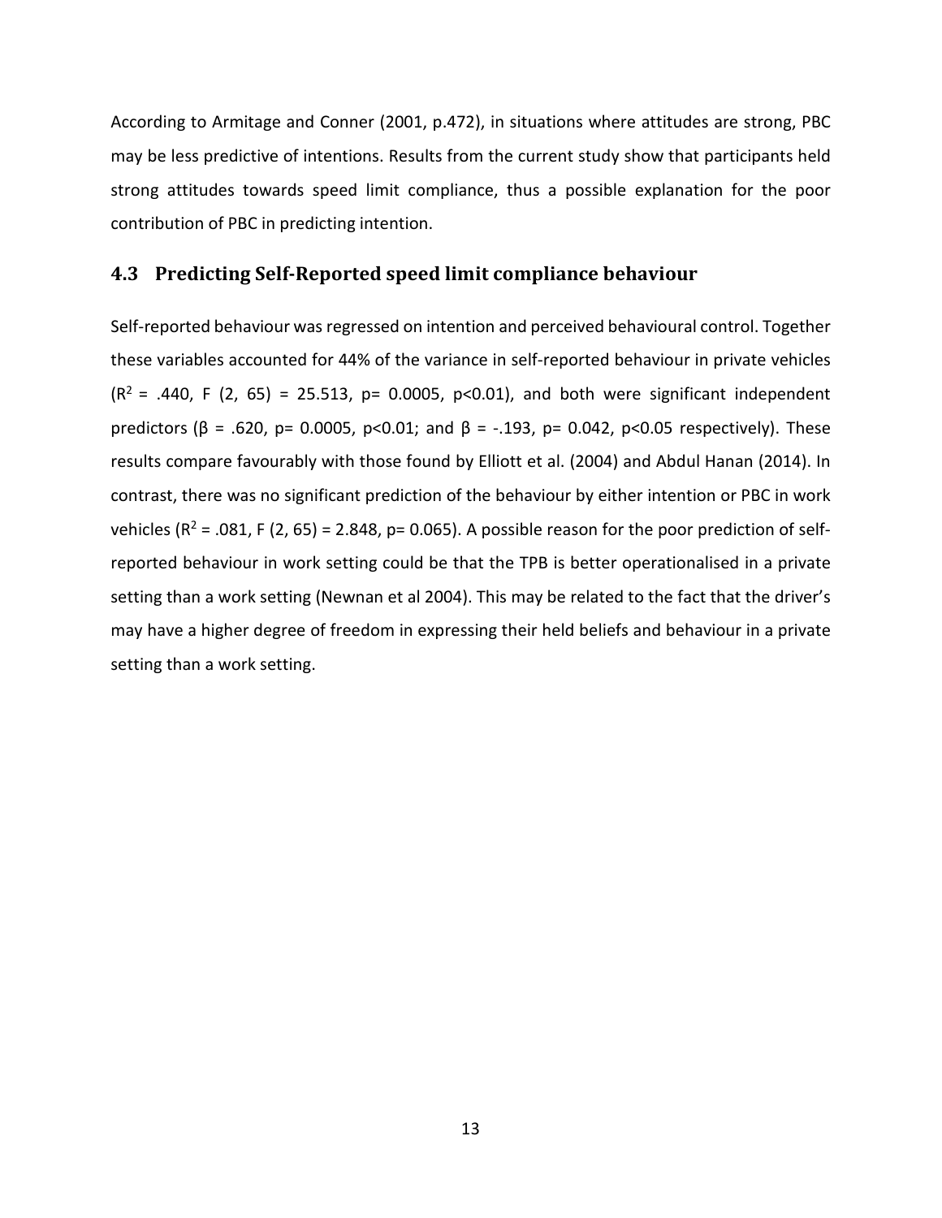According to Armitage and Conner (2001, p.472), in situations where attitudes are strong, PBC may be less predictive of intentions. Results from the current study show that participants held strong attitudes towards speed limit compliance, thus a possible explanation for the poor contribution of PBC in predicting intention.

## 4.3 Predicting Self-Reported speed limit compliance behaviour

Self-reported behaviour was regressed on intention and perceived behavioural control. Together these variables accounted for 44% of the variance in self-reported behaviour in private vehicles ($R^2$ = .440, F (2, 65) = 25.513, p= 0.0005, p<0.01), and both were significant independent predictors (β = .620, p= 0.0005, p<0.01; and β = -.193, p= 0.042, p<0.05 respectively). These results compare favourably with those found by Elliott et al. (2004) and Abdul Hanan (2014). In contrast, there was no significant prediction of the behaviour by either intention or PBC in work vehicles ($R^2$ = .081, F (2, 65) = 2.848, p= 0.065). A possible reason for the poor prediction of self-reported behaviour in work setting could be that the TPB is better operationalised in a private setting than a work setting (Newnan et al 2004). This may be related to the fact that the driver's may have a higher degree of freedom in expressing their held beliefs and behaviour in a private setting than a work setting.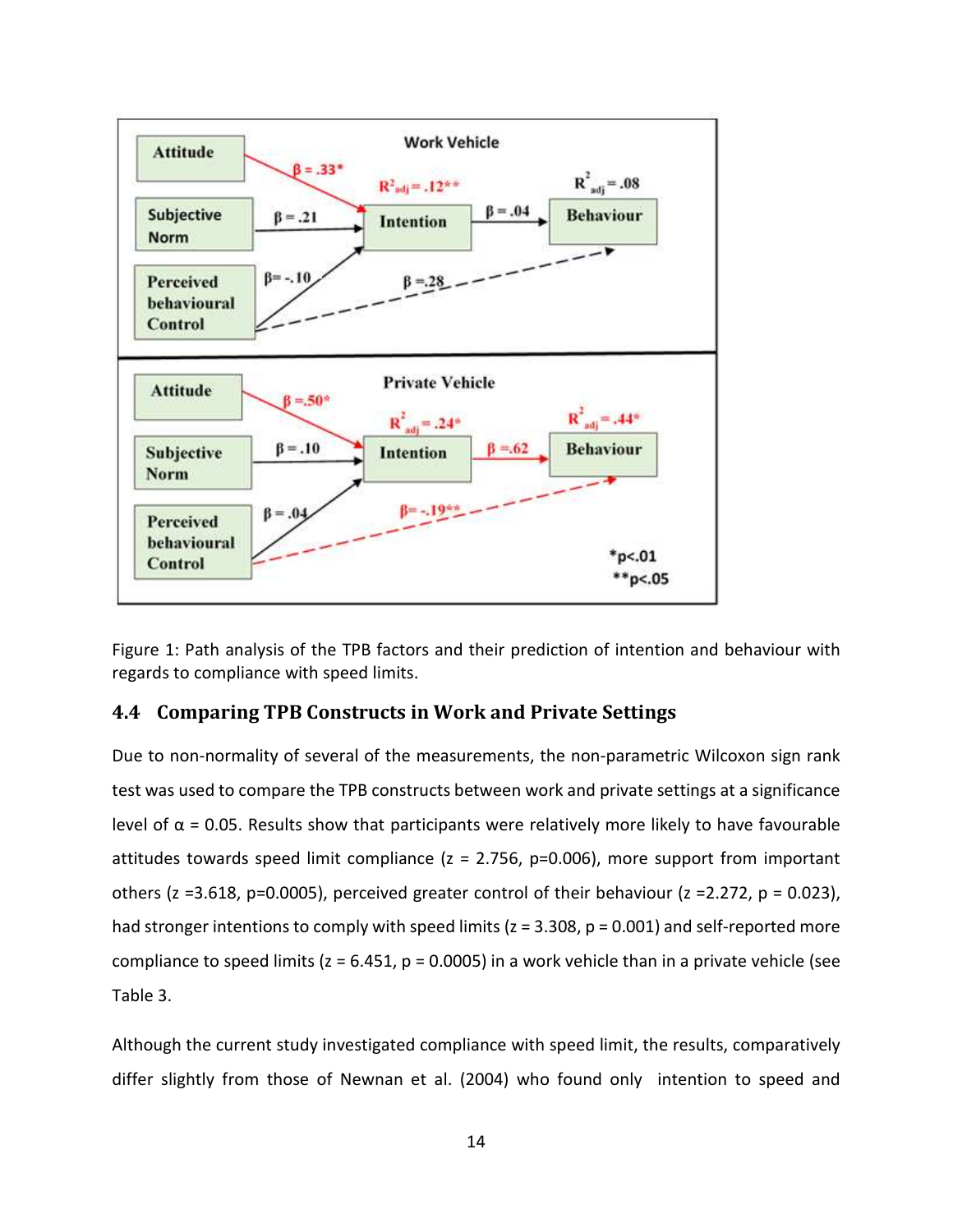Figure 1: Path analysis of the TPB factors and their prediction of intention and behaviour with regards to compliance with speed limits.

### 4.4 Comparing TPB Constructs in Work and Private Settings

Due to non-normality of several of the measurements, the non-parametric Wilcoxon sign rank test was used to compare the TPB constructs between work and private settings at a significance level of α = 0.05. Results show that participants were relatively more likely to have favourable attitudes towards speed limit compliance ($z = 2.756$, $p=0.006$), more support from important others ($z =3.618$, $p=0.0005$), perceived greater control of their behaviour ($z =2.272$, $p = 0.023$), had stronger intentions to comply with speed limits ($z = 3.308$, $p = 0.001$) and self-reported more compliance to speed limits ($z = 6.451$, $p = 0.0005$) in a work vehicle than in a private vehicle (see Table 3.

Although the current study investigated compliance with speed limit, the results, comparatively differ slightly from those of Newnan et al. (2004) who found only intention to speed and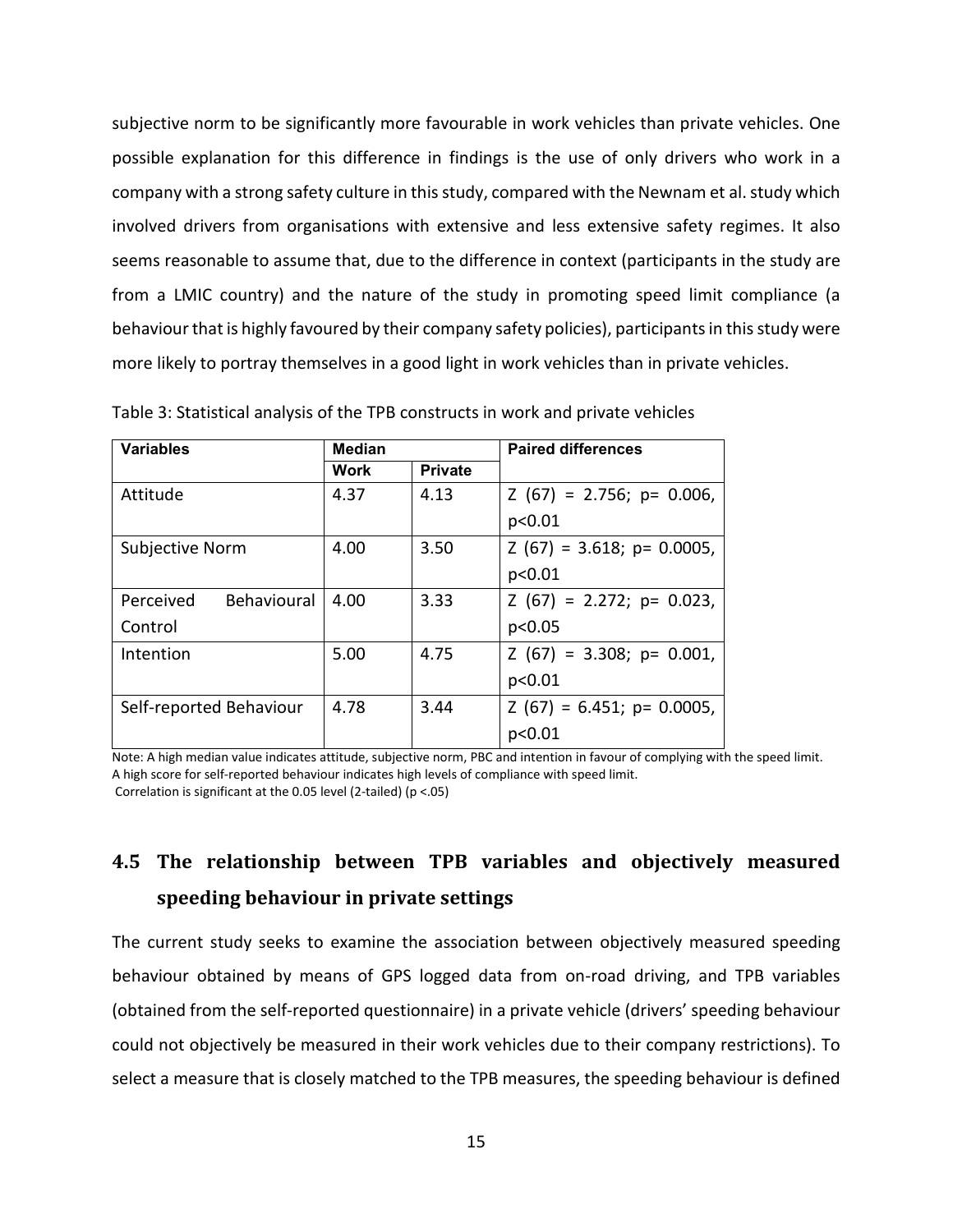subjective norm to be significantly more favourable in work vehicles than private vehicles. One possible explanation for this difference in findings is the use of only drivers who work in a company with a strong safety culture in this study, compared with the Newnam et al. study which involved drivers from organisations with extensive and less extensive safety regimes. It also seems reasonable to assume that, due to the difference in context (participants in the study are from a LMIC country) and the nature of the study in promoting speed limit compliance (a behaviour that is highly favoured by their company safety policies), participants in this study were more likely to portray themselves in a good light in work vehicles than in private vehicles.

Table 3: Statistical analysis of the TPB constructs in work and private vehicles

| **Variables** | **Median** | | **Paired differences** |
|---|---|---|---|
| | **Work** | **Private** | |
| Attitude | 4.37 | 4.13 | $Z\ (67) = 2.756$; $p = 0.006$, $p<0.01$ |
| Subjective Norm | 4.00 | 3.50 | $Z\ (67) = 3.618$; $p = 0.0005$, $p<0.01$ |
| Perceived Behavioural Control | 4.00 | 3.33 | $Z\ (67) = 2.272$; $p = 0.023$, $p<0.05$ |
| Intention | 5.00 | 4.75 | $Z\ (67) = 3.308$; $p = 0.001$, $p<0.01$ |
| Self-reported Behaviour | 4.78 | 3.44 | $Z\ (67) = 6.451$; $p = 0.0005$, $p<0.01$ |

Note: A high median value indicates attitude, subjective norm, PBC and intention in favour of complying with the speed limit. A high score for self-reported behaviour indicates high levels of compliance with speed limit.
Correlation is significant at the 0.05 level (2-tailed) ($p < .05$)

## 4.5 The relationship between TPB variables and objectively measured speeding behaviour in private settings

The current study seeks to examine the association between objectively measured speeding behaviour obtained by means of GPS logged data from on-road driving, and TPB variables (obtained from the self-reported questionnaire) in a private vehicle (drivers' speeding behaviour could not objectively be measured in their work vehicles due to their company restrictions). To select a measure that is closely matched to the TPB measures, the speeding behaviour is defined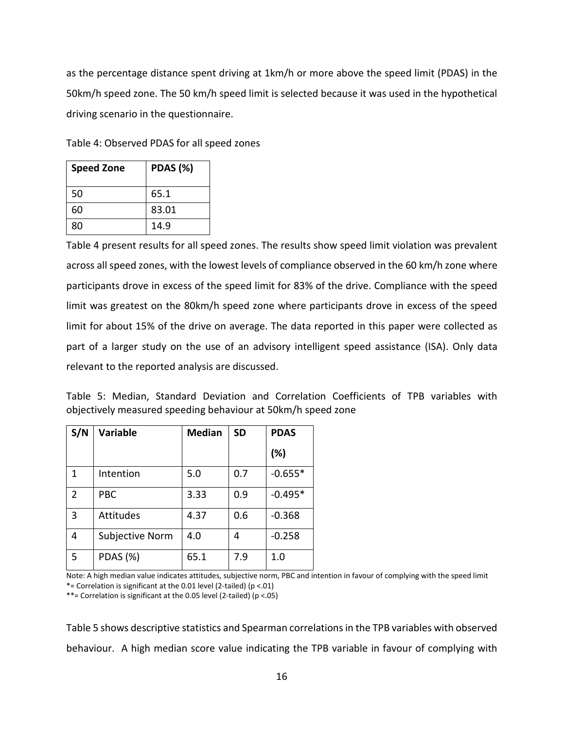as the percentage distance spent driving at 1km/h or more above the speed limit (PDAS) in the 50km/h speed zone. The 50 km/h speed limit is selected because it was used in the hypothetical driving scenario in the questionnaire.

Table 4: Observed PDAS for all speed zones

| **Speed Zone** | **PDAS (%)** |
|---|---|
| 50 | 65.1 |
| 60 | 83.01 |
| 80 | 14.9 |

Table 4 present results for all speed zones. The results show speed limit violation was prevalent across all speed zones, with the lowest levels of compliance observed in the 60 km/h zone where participants drove in excess of the speed limit for 83% of the drive. Compliance with the speed limit was greatest on the 80km/h speed zone where participants drove in excess of the speed limit for about 15% of the drive on average. The data reported in this paper were collected as part of a larger study on the use of an advisory intelligent speed assistance (ISA). Only data relevant to the reported analysis are discussed.

Table 5: Median, Standard Deviation and Correlation Coefficients of TPB variables with objectively measured speeding behaviour at 50km/h speed zone

| **S/N** | **Variable** | **Median** | **SD** | **PDAS (%)** |
|---|---|---|---|---|
| 1 | Intention | 5.0 | 0.7 | -0.655* |
| 2 | PBC | 3.33 | 0.9 | -0.495* |
| 3 | Attitudes | 4.37 | 0.6 | -0.368 |
| 4 | Subjective Norm | 4.0 | 4 | -0.258 |
| 5 | PDAS (%) | 65.1 | 7.9 | 1.0 |

Note: A high median value indicates attitudes, subjective norm, PBC and intention in favour of complying with the speed limit
*= Correlation is significant at the 0.01 level (2-tailed) ($p < .01$)
**= Correlation is significant at the 0.05 level (2-tailed) ($p < .05$)

Table 5 shows descriptive statistics and Spearman correlations in the TPB variables with observed behaviour. A high median score value indicating the TPB variable in favour of complying with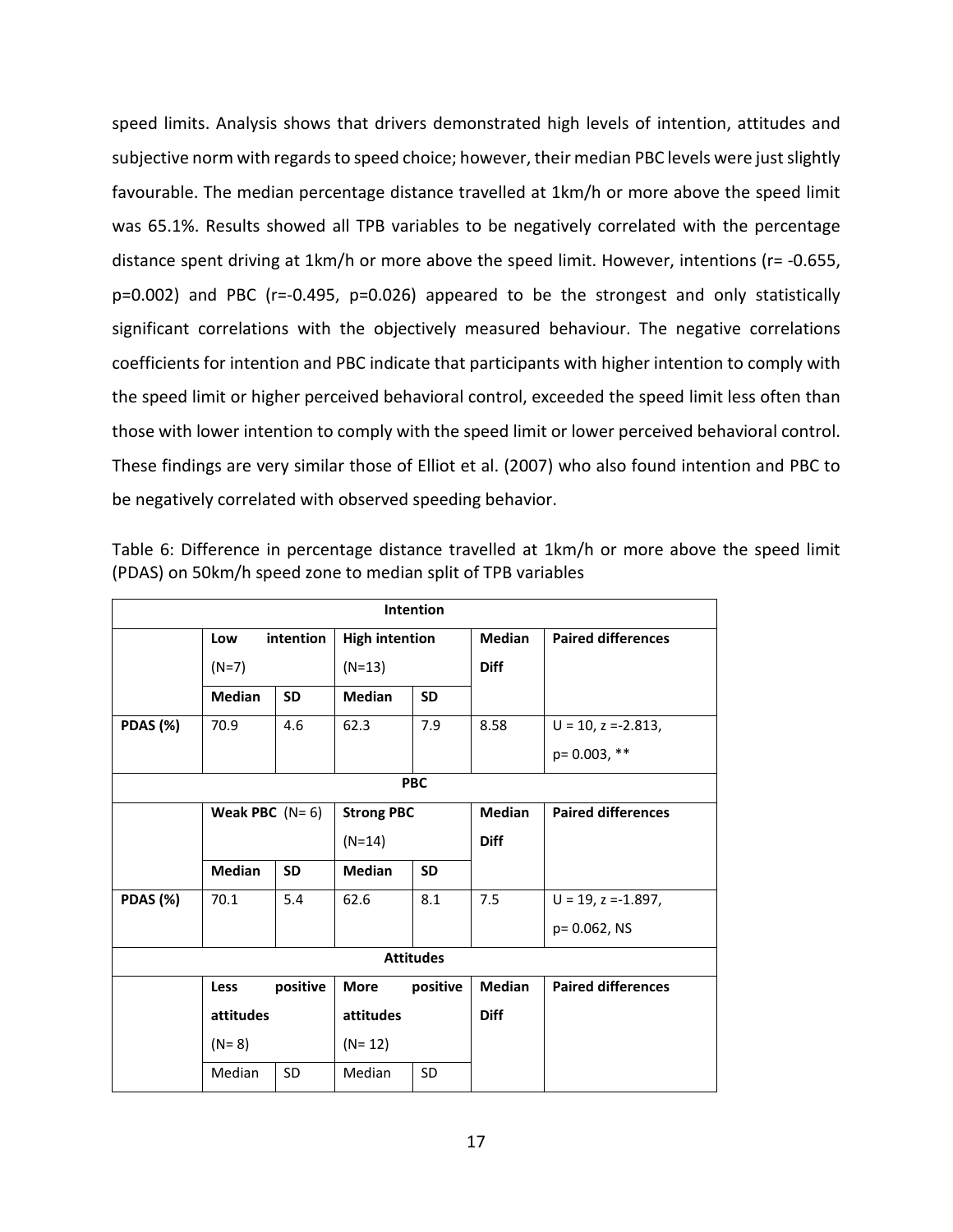speed limits. Analysis shows that drivers demonstrated high levels of intention, attitudes and subjective norm with regards to speed choice; however, their median PBC levels were just slightly favourable. The median percentage distance travelled at 1km/h or more above the speed limit was 65.1%. Results showed all TPB variables to be negatively correlated with the percentage distance spent driving at 1km/h or more above the speed limit. However, intentions (r= -0.655, p=0.002) and PBC (r=-0.495, p=0.026) appeared to be the strongest and only statistically significant correlations with the objectively measured behaviour. The negative correlations coefficients for intention and PBC indicate that participants with higher intention to comply with the speed limit or higher perceived behavioral control, exceeded the speed limit less often than those with lower intention to comply with the speed limit or lower perceived behavioral control. These findings are very similar those of Elliot et al. (2007) who also found intention and PBC to be negatively correlated with observed speeding behavior.

Table 6: Difference in percentage distance travelled at 1km/h or more above the speed limit (PDAS) on 50km/h speed zone to median split of TPB variables

| **Intention** | | | | | | |
|---|---|---|---|---|---|---|
| | **Low intention (N=7)** | | **High intention (N=13)** | | **Median Diff** | **Paired differences** |
| | **Median** | **SD** | **Median** | **SD** | | |
| **PDAS (%)** | 70.9 | 4.6 | 62.3 | 7.9 | 8.58 | U = 10, z =-2.813, p= 0.003, ** |
| **PBC** | | | | | | |
| | **Weak PBC (N= 6)** | | **Strong PBC (N=14)** | | **Median Diff** | **Paired differences** |
| | **Median** | **SD** | **Median** | **SD** | | |
| **PDAS (%)** | 70.1 | 5.4 | 62.6 | 8.1 | 7.5 | U = 19, z =-1.897, p= 0.062, NS |
| **Attitudes** | | | | | | |
| | **Less positive attitudes (N= 8)** | | **More positive attitudes (N= 12)** | | **Median Diff** | **Paired differences** |
| | Median | SD | Median | SD | | |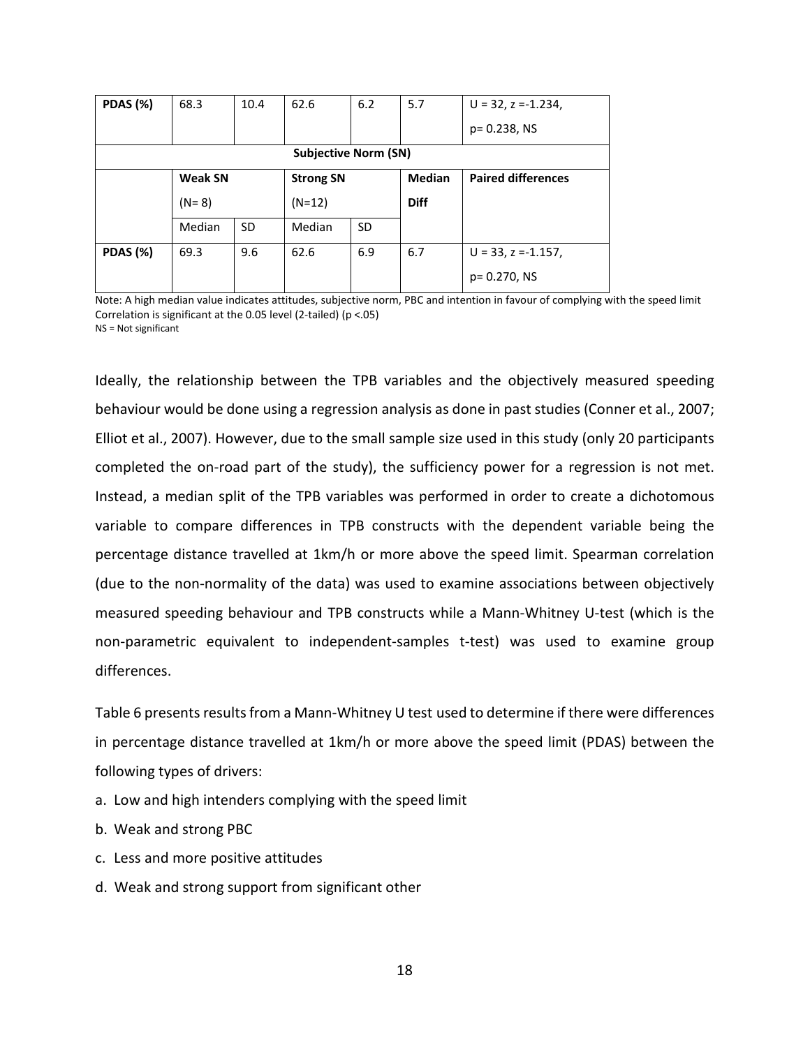| PDAS (%) | 68.3 | 10.4 | 62.6 | 6.2 | 5.7 | U = 32, z =-1.234, p= 0.238, NS |
|---|---|---|---|---|---|---|
| **Subjective Norm (SN)** | | | | | | |
| | **Weak SN** (N= 8) | | **Strong SN** (N=12) | | **Median Diff** | **Paired differences** |
| | Median | SD | Median | SD | | |
| **PDAS (%)** | 69.3 | 9.6 | 62.6 | 6.9 | 6.7 | U = 33, z =-1.157, p= 0.270, NS |

Note: A high median value indicates attitudes, subjective norm, PBC and intention in favour of complying with the speed limit
Correlation is significant at the 0.05 level (2-tailed) (p <.05)
NS = Not significant

Ideally, the relationship between the TPB variables and the objectively measured speeding behaviour would be done using a regression analysis as done in past studies (Conner et al., 2007; Elliot et al., 2007). However, due to the small sample size used in this study (only 20 participants completed the on-road part of the study), the sufficiency power for a regression is not met. Instead, a median split of the TPB variables was performed in order to create a dichotomous variable to compare differences in TPB constructs with the dependent variable being the percentage distance travelled at 1km/h or more above the speed limit. Spearman correlation (due to the non-normality of the data) was used to examine associations between objectively measured speeding behaviour and TPB constructs while a Mann-Whitney U-test (which is the non-parametric equivalent to independent-samples t-test) was used to examine group differences.

Table 6 presents results from a Mann-Whitney U test used to determine if there were differences in percentage distance travelled at 1km/h or more above the speed limit (PDAS) between the following types of drivers:

a. Low and high intenders complying with the speed limit
b. Weak and strong PBC
c. Less and more positive attitudes
d. Weak and strong support from significant other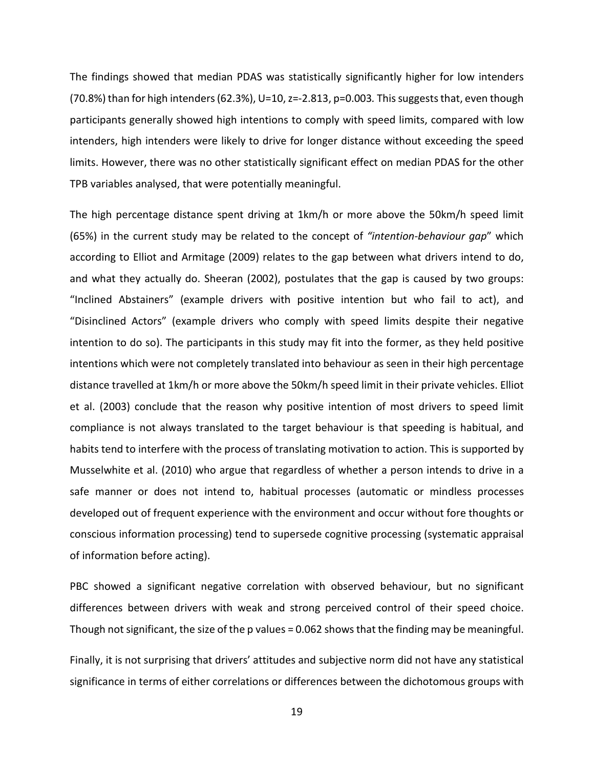The findings showed that median PDAS was statistically significantly higher for low intenders (70.8%) than for high intenders (62.3%), $U=10$, $z=-2.813$, $p=0.003$. This suggests that, even though participants generally showed high intentions to comply with speed limits, compared with low intenders, high intenders were likely to drive for longer distance without exceeding the speed limits. However, there was no other statistically significant effect on median PDAS for the other TPB variables analysed, that were potentially meaningful.

The high percentage distance spent driving at 1km/h or more above the 50km/h speed limit (65%) in the current study may be related to the concept of *"intention-behaviour gap"* which according to Elliot and Armitage (2009) relates to the gap between what drivers intend to do, and what they actually do. Sheeran (2002), postulates that the gap is caused by two groups: "Inclined Abstainers" (example drivers with positive intention but who fail to act), and "Disinclined Actors" (example drivers who comply with speed limits despite their negative intention to do so). The participants in this study may fit into the former, as they held positive intentions which were not completely translated into behaviour as seen in their high percentage distance travelled at 1km/h or more above the 50km/h speed limit in their private vehicles. Elliot et al. (2003) conclude that the reason why positive intention of most drivers to speed limit compliance is not always translated to the target behaviour is that speeding is habitual, and habits tend to interfere with the process of translating motivation to action. This is supported by Musselwhite et al. (2010) who argue that regardless of whether a person intends to drive in a safe manner or does not intend to, habitual processes (automatic or mindless processes developed out of frequent experience with the environment and occur without fore thoughts or conscious information processing) tend to supersede cognitive processing (systematic appraisal of information before acting).

PBC showed a significant negative correlation with observed behaviour, but no significant differences between drivers with weak and strong perceived control of their speed choice. Though not significant, the size of the p values = 0.062 shows that the finding may be meaningful.

Finally, it is not surprising that drivers' attitudes and subjective norm did not have any statistical significance in terms of either correlations or differences between the dichotomous groups with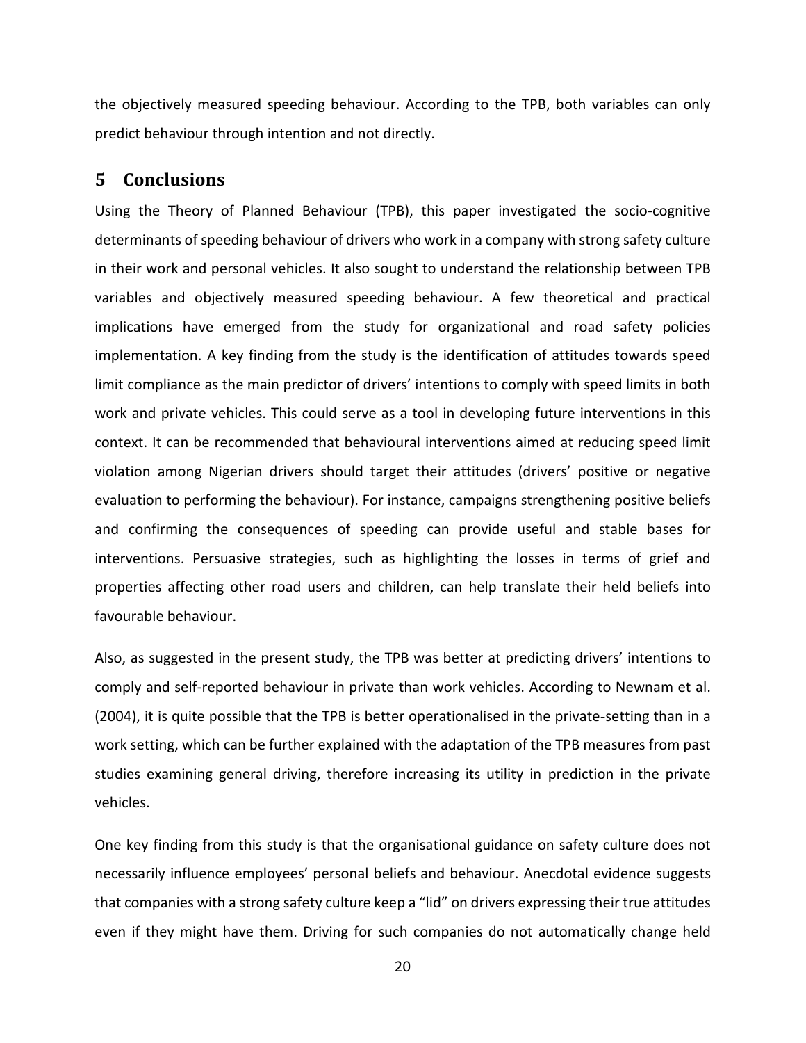the objectively measured speeding behaviour. According to the TPB, both variables can only predict behaviour through intention and not directly.

## 5 Conclusions

Using the Theory of Planned Behaviour (TPB), this paper investigated the socio-cognitive determinants of speeding behaviour of drivers who work in a company with strong safety culture in their work and personal vehicles. It also sought to understand the relationship between TPB variables and objectively measured speeding behaviour. A few theoretical and practical implications have emerged from the study for organizational and road safety policies implementation. A key finding from the study is the identification of attitudes towards speed limit compliance as the main predictor of drivers' intentions to comply with speed limits in both work and private vehicles. This could serve as a tool in developing future interventions in this context. It can be recommended that behavioural interventions aimed at reducing speed limit violation among Nigerian drivers should target their attitudes (drivers' positive or negative evaluation to performing the behaviour). For instance, campaigns strengthening positive beliefs and confirming the consequences of speeding can provide useful and stable bases for interventions. Persuasive strategies, such as highlighting the losses in terms of grief and properties affecting other road users and children, can help translate their held beliefs into favourable behaviour.

Also, as suggested in the present study, the TPB was better at predicting drivers' intentions to comply and self-reported behaviour in private than work vehicles. According to Newnam et al. (2004), it is quite possible that the TPB is better operationalised in the private-setting than in a work setting, which can be further explained with the adaptation of the TPB measures from past studies examining general driving, therefore increasing its utility in prediction in the private vehicles.

One key finding from this study is that the organisational guidance on safety culture does not necessarily influence employees' personal beliefs and behaviour. Anecdotal evidence suggests that companies with a strong safety culture keep a "lid" on drivers expressing their true attitudes even if they might have them. Driving for such companies do not automatically change held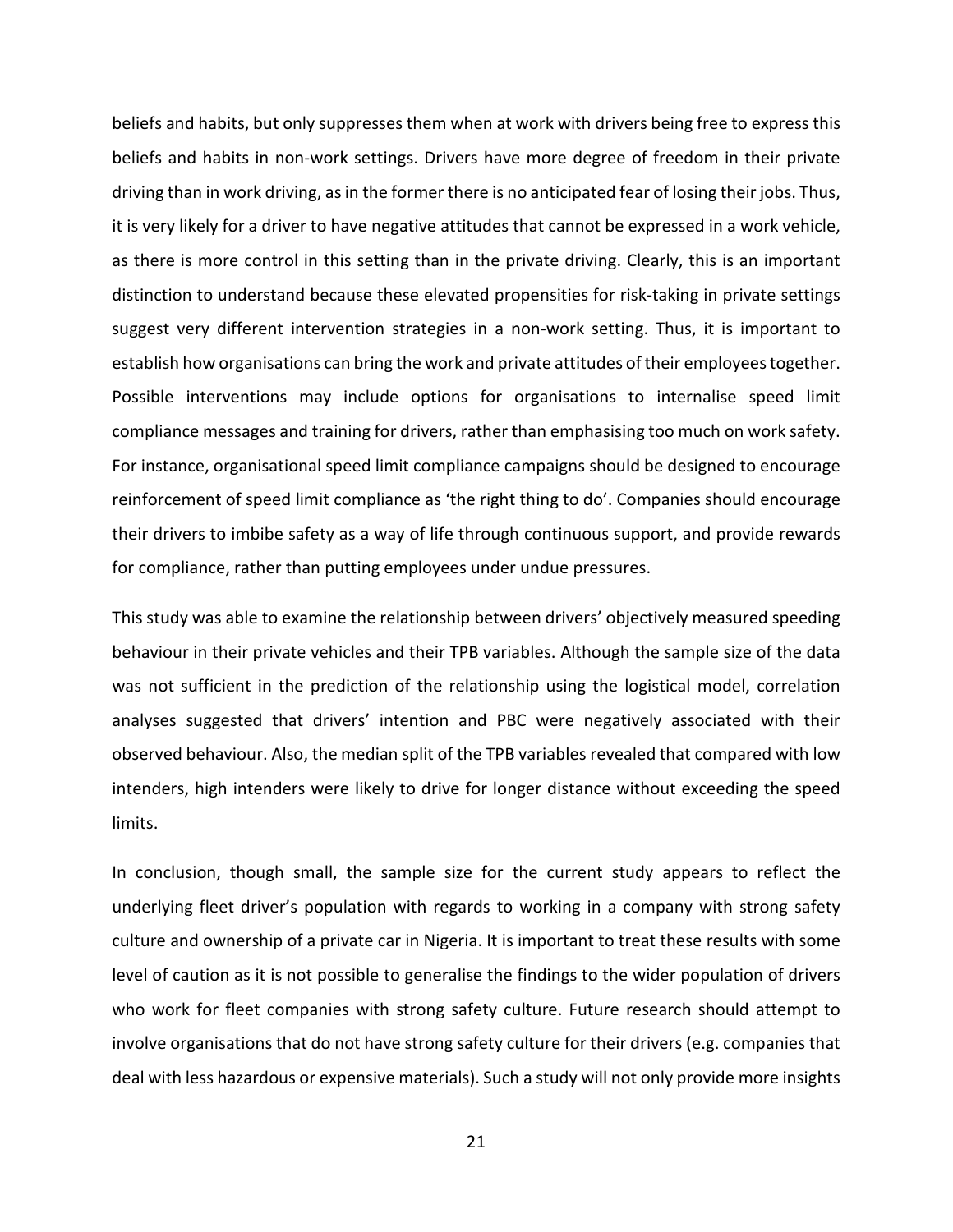beliefs and habits, but only suppresses them when at work with drivers being free to express this beliefs and habits in non-work settings. Drivers have more degree of freedom in their private driving than in work driving, as in the former there is no anticipated fear of losing their jobs. Thus, it is very likely for a driver to have negative attitudes that cannot be expressed in a work vehicle, as there is more control in this setting than in the private driving. Clearly, this is an important distinction to understand because these elevated propensities for risk-taking in private settings suggest very different intervention strategies in a non-work setting. Thus, it is important to establish how organisations can bring the work and private attitudes of their employees together. Possible interventions may include options for organisations to internalise speed limit compliance messages and training for drivers, rather than emphasising too much on work safety. For instance, organisational speed limit compliance campaigns should be designed to encourage reinforcement of speed limit compliance as 'the right thing to do'. Companies should encourage their drivers to imbibe safety as a way of life through continuous support, and provide rewards for compliance, rather than putting employees under undue pressures.

This study was able to examine the relationship between drivers' objectively measured speeding behaviour in their private vehicles and their TPB variables. Although the sample size of the data was not sufficient in the prediction of the relationship using the logistical model, correlation analyses suggested that drivers' intention and PBC were negatively associated with their observed behaviour. Also, the median split of the TPB variables revealed that compared with low intenders, high intenders were likely to drive for longer distance without exceeding the speed limits.

In conclusion, though small, the sample size for the current study appears to reflect the underlying fleet driver's population with regards to working in a company with strong safety culture and ownership of a private car in Nigeria. It is important to treat these results with some level of caution as it is not possible to generalise the findings to the wider population of drivers who work for fleet companies with strong safety culture. Future research should attempt to involve organisations that do not have strong safety culture for their drivers (e.g. companies that deal with less hazardous or expensive materials). Such a study will not only provide more insights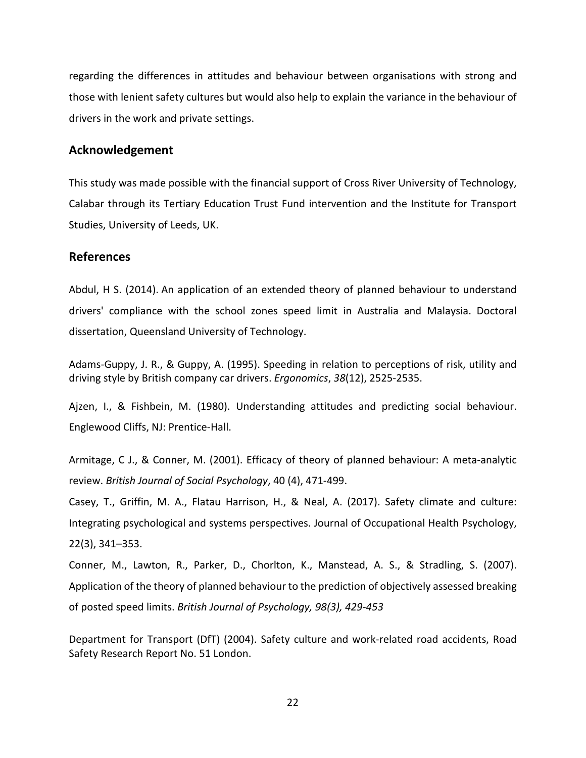regarding the differences in attitudes and behaviour between organisations with strong and those with lenient safety cultures but would also help to explain the variance in the behaviour of drivers in the work and private settings.

## Acknowledgement

This study was made possible with the financial support of Cross River University of Technology, Calabar through its Tertiary Education Trust Fund intervention and the Institute for Transport Studies, University of Leeds, UK.

## References

Abdul, H S. (2014). An application of an extended theory of planned behaviour to understand drivers' compliance with the school zones speed limit in Australia and Malaysia. Doctoral dissertation, Queensland University of Technology.

Adams-Guppy, J. R., & Guppy, A. (1995). Speeding in relation to perceptions of risk, utility and driving style by British company car drivers. *Ergonomics*, *38*(12), 2525-2535.

Ajzen, I., & Fishbein, M. (1980). Understanding attitudes and predicting social behaviour. Englewood Cliffs, NJ: Prentice-Hall.

Armitage, C J., & Conner, M. (2001). Efficacy of theory of planned behaviour: A meta-analytic review. *British Journal of Social Psychology*, 40 (4), 471-499.

Casey, T., Griffin, M. A., Flatau Harrison, H., & Neal, A. (2017). Safety climate and culture: Integrating psychological and systems perspectives. Journal of Occupational Health Psychology, 22(3), 341–353.

Conner, M., Lawton, R., Parker, D., Chorlton, K., Manstead, A. S., & Stradling, S. (2007). Application of the theory of planned behaviour to the prediction of objectively assessed breaking of posted speed limits. *British Journal of Psychology, 98(3), 429-453*

Department for Transport (DfT) (2004). Safety culture and work-related road accidents, Road Safety Research Report No. 51 London.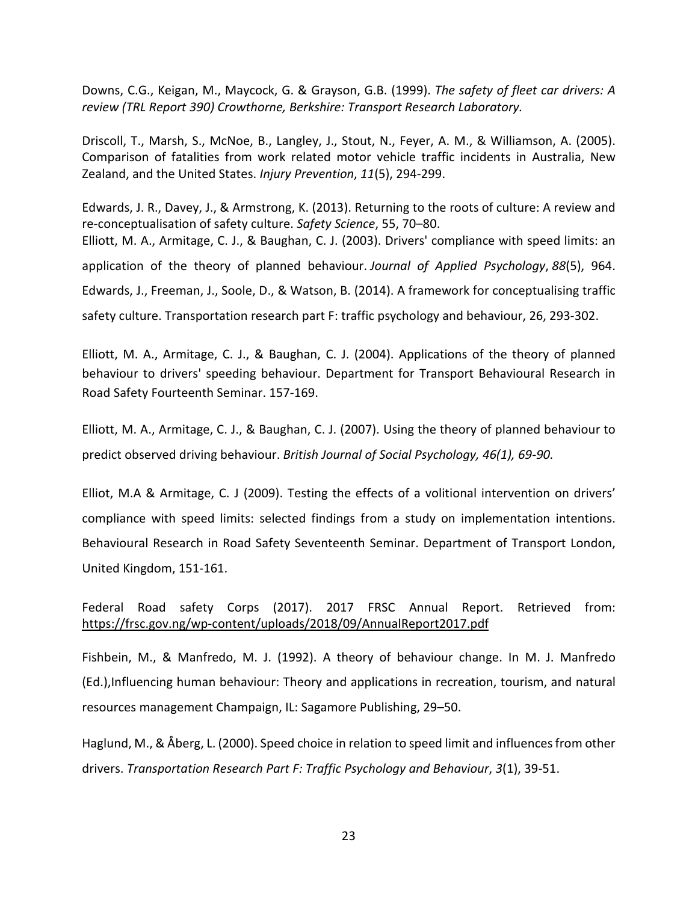Downs, C.G., Keigan, M., Maycock, G. & Grayson, G.B. (1999). *The safety of fleet car drivers: A review (TRL Report 390) Crowthorne, Berkshire: Transport Research Laboratory.*

Driscoll, T., Marsh, S., McNoe, B., Langley, J., Stout, N., Feyer, A. M., & Williamson, A. (2005). Comparison of fatalities from work related motor vehicle traffic incidents in Australia, New Zealand, and the United States. *Injury Prevention*, *11*(5), 294-299.

Edwards, J. R., Davey, J., & Armstrong, K. (2013). Returning to the roots of culture: A review and re-conceptualisation of safety culture. *Safety Science*, 55, 70–80.

Elliott, M. A., Armitage, C. J., & Baughan, C. J. (2003). Drivers' compliance with speed limits: an application of the theory of planned behaviour. *Journal of Applied Psychology*, *88*(5), 964.

Edwards, J., Freeman, J., Soole, D., & Watson, B. (2014). A framework for conceptualising traffic safety culture. Transportation research part F: traffic psychology and behaviour, 26, 293-302.

Elliott, M. A., Armitage, C. J., & Baughan, C. J. (2004). Applications of the theory of planned behaviour to drivers' speeding behaviour. Department for Transport Behavioural Research in Road Safety Fourteenth Seminar. 157-169.

Elliott, M. A., Armitage, C. J., & Baughan, C. J. (2007). Using the theory of planned behaviour to predict observed driving behaviour. *British Journal of Social Psychology, 46(1), 69-90.*

Elliot, M.A & Armitage, C. J (2009). Testing the effects of a volitional intervention on drivers' compliance with speed limits: selected findings from a study on implementation intentions. Behavioural Research in Road Safety Seventeenth Seminar. Department of Transport London, United Kingdom, 151-161.

Federal Road safety Corps (2017). 2017 FRSC Annual Report. Retrieved from: https://frsc.gov.ng/wp-content/uploads/2018/09/AnnualReport2017.pdf

Fishbein, M., & Manfredo, M. J. (1992). A theory of behaviour change. In M. J. Manfredo (Ed.),Influencing human behaviour: Theory and applications in recreation, tourism, and natural resources management Champaign, IL: Sagamore Publishing, 29–50.

Haglund, M., & Åberg, L. (2000). Speed choice in relation to speed limit and influences from other drivers. *Transportation Research Part F: Traffic Psychology and Behaviour*, *3*(1), 39-51.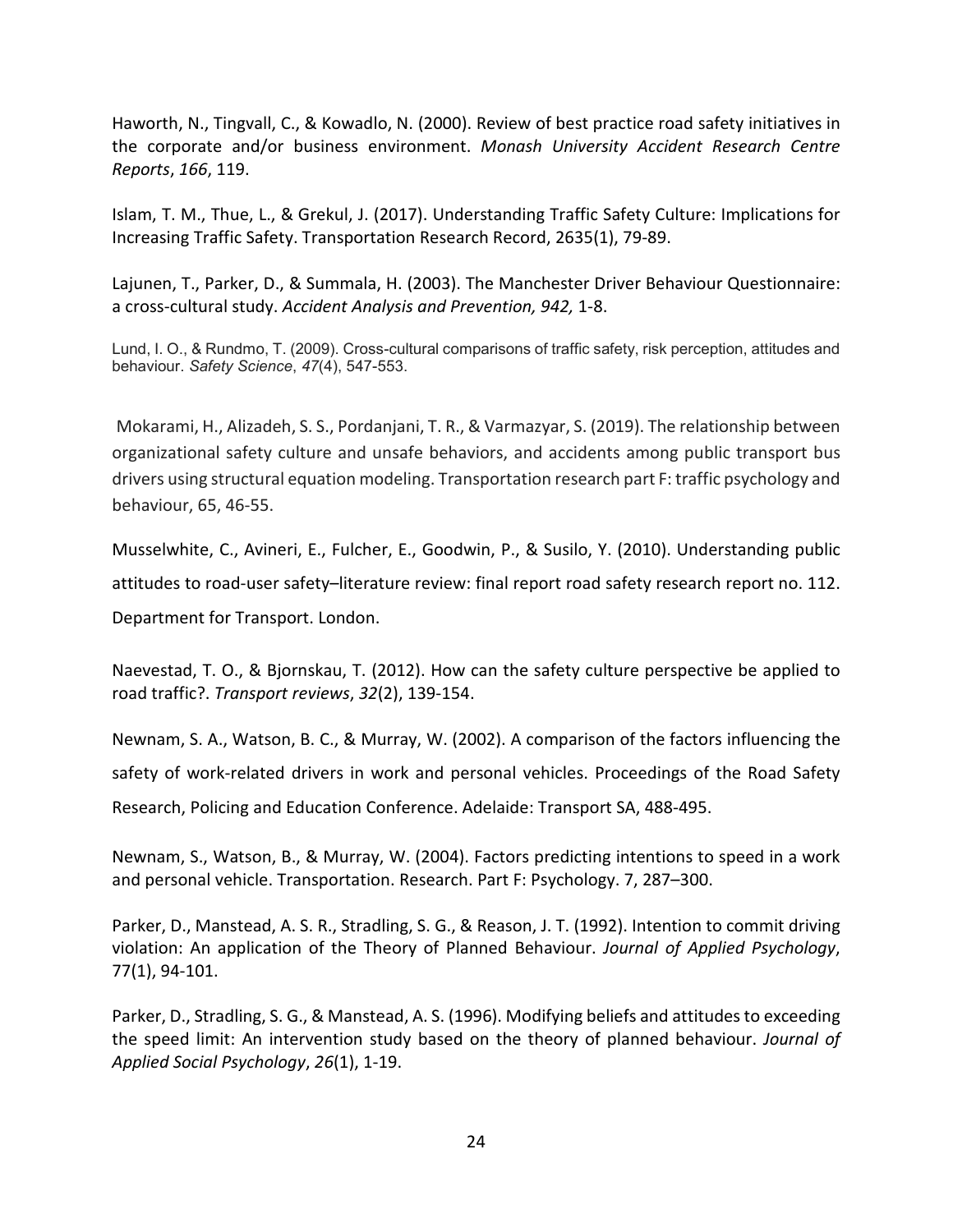Haworth, N., Tingvall, C., & Kowadlo, N. (2000). Review of best practice road safety initiatives in the corporate and/or business environment. *Monash University Accident Research Centre Reports*, *166*, 119.

Islam, T. M., Thue, L., & Grekul, J. (2017). Understanding Traffic Safety Culture: Implications for Increasing Traffic Safety. Transportation Research Record, 2635(1), 79-89.

Lajunen, T., Parker, D., & Summala, H. (2003). The Manchester Driver Behaviour Questionnaire: a cross-cultural study. *Accident Analysis and Prevention, 942,* 1-8.

Lund, I. O., & Rundmo, T. (2009). Cross-cultural comparisons of traffic safety, risk perception, attitudes and behaviour. *Safety Science*, *47*(4), 547-553.

Mokarami, H., Alizadeh, S. S., Pordanjani, T. R., & Varmazyar, S. (2019). The relationship between organizational safety culture and unsafe behaviors, and accidents among public transport bus drivers using structural equation modeling. Transportation research part F: traffic psychology and behaviour, 65, 46-55.

Musselwhite, C., Avineri, E., Fulcher, E., Goodwin, P., & Susilo, Y. (2010). Understanding public attitudes to road-user safety–literature review: final report road safety research report no. 112. Department for Transport. London.

Naevestad, T. O., & Bjornskau, T. (2012). How can the safety culture perspective be applied to road traffic?. *Transport reviews*, *32*(2), 139-154.

Newnam, S. A., Watson, B. C., & Murray, W. (2002). A comparison of the factors influencing the safety of work-related drivers in work and personal vehicles. Proceedings of the Road Safety Research, Policing and Education Conference. Adelaide: Transport SA, 488-495.

Newnam, S., Watson, B., & Murray, W. (2004). Factors predicting intentions to speed in a work and personal vehicle. Transportation. Research. Part F: Psychology. 7, 287–300.

Parker, D., Manstead, A. S. R., Stradling, S. G., & Reason, J. T. (1992). Intention to commit driving violation: An application of the Theory of Planned Behaviour. *Journal of Applied Psychology*, 77(1), 94-101.

Parker, D., Stradling, S. G., & Manstead, A. S. (1996). Modifying beliefs and attitudes to exceeding the speed limit: An intervention study based on the theory of planned behaviour. *Journal of Applied Social Psychology*, *26*(1), 1-19.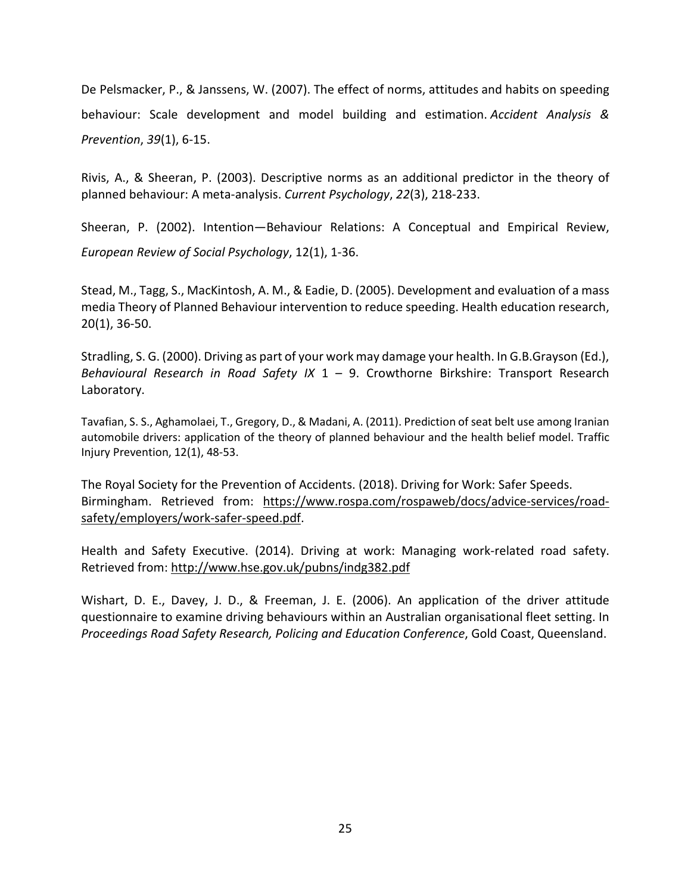De Pelsmacker, P., & Janssens, W. (2007). The effect of norms, attitudes and habits on speeding behaviour: Scale development and model building and estimation. *Accident Analysis & Prevention*, *39*(1), 6-15.

Rivis, A., & Sheeran, P. (2003). Descriptive norms as an additional predictor in the theory of planned behaviour: A meta-analysis. *Current Psychology*, *22*(3), 218-233.

Sheeran, P. (2002). Intention—Behaviour Relations: A Conceptual and Empirical Review, *European Review of Social Psychology*, 12(1), 1-36.

Stead, M., Tagg, S., MacKintosh, A. M., & Eadie, D. (2005). Development and evaluation of a mass media Theory of Planned Behaviour intervention to reduce speeding. Health education research, 20(1), 36-50.

Stradling, S. G. (2000). Driving as part of your work may damage your health. In G.B.Grayson (Ed.), *Behavioural Research in Road Safety IX* 1 – 9. Crowthorne Birkshire: Transport Research Laboratory.

Tavafian, S. S., Aghamolaei, T., Gregory, D., & Madani, A. (2011). Prediction of seat belt use among Iranian automobile drivers: application of the theory of planned behaviour and the health belief model. Traffic Injury Prevention, 12(1), 48-53.

The Royal Society for the Prevention of Accidents. (2018). Driving for Work: Safer Speeds. Birmingham. Retrieved from: https://www.rospa.com/rospaweb/docs/advice-services/road-safety/employers/work-safer-speed.pdf.

Health and Safety Executive. (2014). Driving at work: Managing work-related road safety. Retrieved from: http://www.hse.gov.uk/pubns/indg382.pdf

Wishart, D. E., Davey, J. D., & Freeman, J. E. (2006). An application of the driver attitude questionnaire to examine driving behaviours within an Australian organisational fleet setting. In *Proceedings Road Safety Research, Policing and Education Conference*, Gold Coast, Queensland.